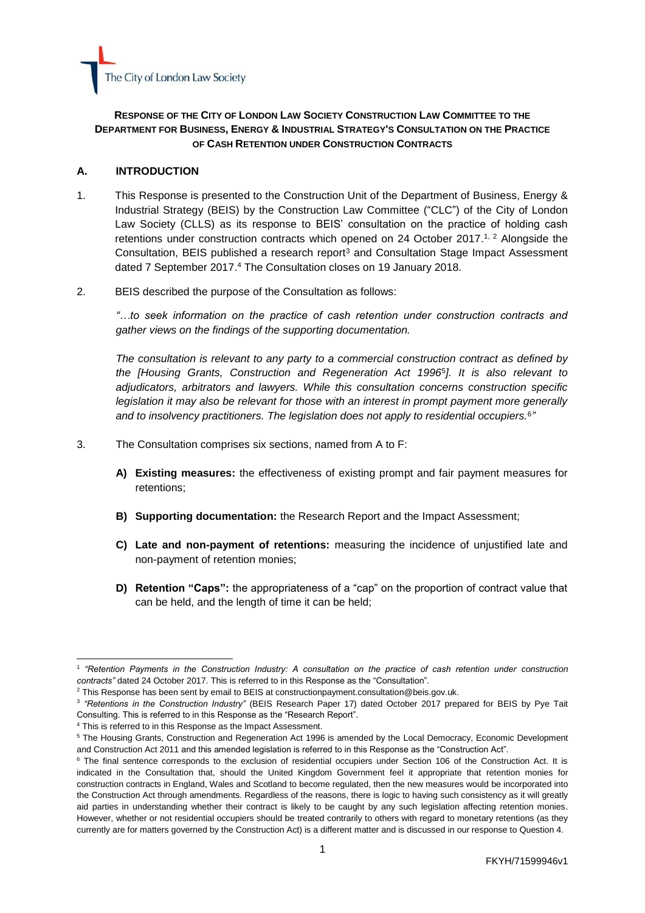The City of London Law Society

**RESPONSE OF THE CITY OF LONDON LAW SOCIETY CONSTRUCTION LAW COMMITTEE TO THE DEPARTMENT FOR BUSINESS, ENERGY & INDUSTRIAL STRATEGY'S CONSULTATION ON THE PRACTICE OF CASH RETENTION UNDER CONSTRUCTION CONTRACTS**

## A. INTRODUCTION

1. This Response is presented to the Construction Unit of the Department of Business, Energy & Industrial Strategy (BEIS) by the Construction Law Committee ("CLC") of the City of London Law Society (CLLS) as its response to BEIS' consultation on the practice of holding cash retentions under construction contracts which opened on 24 October 2017.[1, 2] Alongside the Consultation, BEIS published a research report[3] and Consultation Stage Impact Assessment dated 7 September 2017.[4] The Consultation closes on 19 January 2018.

2. BEIS described the purpose of the Consultation as follows:

   *"…to seek information on the practice of cash retention under construction contracts and gather views on the findings of the supporting documentation.*

   *The consultation is relevant to any party to a commercial construction contract as defined by the [Housing Grants, Construction and Regeneration Act 1996[5]]. It is also relevant to adjudicators, arbitrators and lawyers. While this consultation concerns construction specific legislation it may also be relevant for those with an interest in prompt payment more generally and to insolvency practitioners. The legislation does not apply to residential occupiers.[6]"*

3. The Consultation comprises six sections, named from A to F:

   **A) Existing measures:** the effectiveness of existing prompt and fair payment measures for retentions;

   **B) Supporting documentation:** the Research Report and the Impact Assessment;

   **C) Late and non-payment of retentions:** measuring the incidence of unjustified late and non-payment of retention monies;

   **D) Retention "Caps":** the appropriateness of a "cap" on the proportion of contract value that can be held, and the length of time it can be held;

---

[1] *"Retention Payments in the Construction Industry: A consultation on the practice of cash retention under construction contracts"* dated 24 October 2017. This is referred to in this Response as the "Consultation".

[2] This Response has been sent by email to BEIS at constructionpayment.consultation@beis.gov.uk.

[3] *"Retentions in the Construction Industry"* (BEIS Research Paper 17) dated October 2017 prepared for BEIS by Pye Tait Consulting. This is referred to in this Response as the "Research Report".

[4] This is referred to in this Response as the Impact Assessment.

[5] The Housing Grants, Construction and Regeneration Act 1996 is amended by the Local Democracy, Economic Development and Construction Act 2011 and this amended legislation is referred to in this Response as the "Construction Act".

[6] The final sentence corresponds to the exclusion of residential occupiers under Section 106 of the Construction Act. It is indicated in the Consultation that, should the United Kingdom Government feel it appropriate that retention monies for construction contracts in England, Wales and Scotland to become regulated, then the new measures would be incorporated into the Construction Act through amendments. Regardless of the reasons, there is logic to having such consistency as it will greatly aid parties in understanding whether their contract is likely to be caught by any such legislation affecting retention monies. However, whether or not residential occupiers should be treated contrarily to others with regard to monetary retentions (as they currently are for matters governed by the Construction Act) is a different matter and is discussed in our response to Question 4.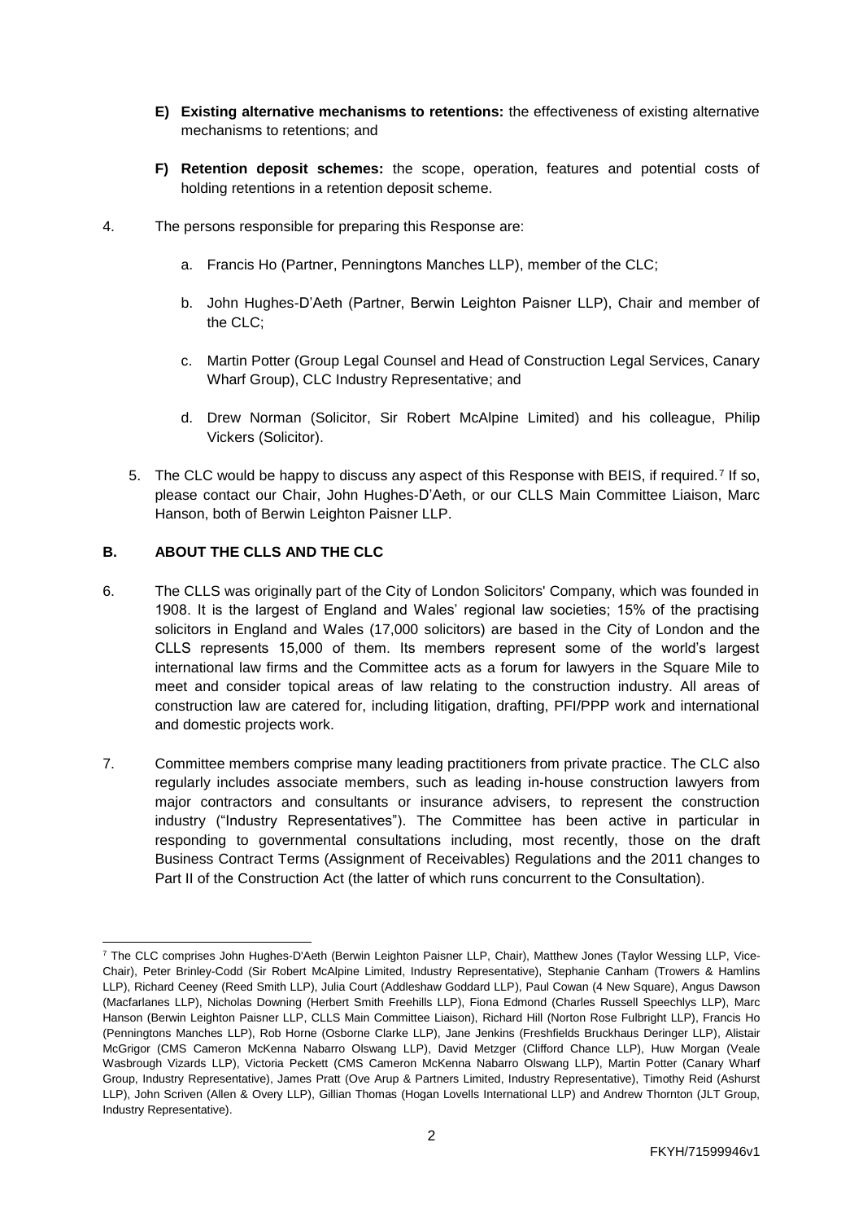- **E) Existing alternative mechanisms to retentions:** the effectiveness of existing alternative mechanisms to retentions; and
- **F) Retention deposit schemes:** the scope, operation, features and potential costs of holding retentions in a retention deposit scheme.

4. The persons responsible for preparing this Response are:

   a. Francis Ho (Partner, Penningtons Manches LLP), member of the CLC;

   b. John Hughes-D'Aeth (Partner, Berwin Leighton Paisner LLP), Chair and member of the CLC;

   c. Martin Potter (Group Legal Counsel and Head of Construction Legal Services, Canary Wharf Group), CLC Industry Representative; and

   d. Drew Norman (Solicitor, Sir Robert McAlpine Limited) and his colleague, Philip Vickers (Solicitor).

5. The CLC would be happy to discuss any aspect of this Response with BEIS, if required.[7] If so, please contact our Chair, John Hughes-D'Aeth, or our CLLS Main Committee Liaison, Marc Hanson, both of Berwin Leighton Paisner LLP.

## B. ABOUT THE CLLS AND THE CLC

6. The CLLS was originally part of the City of London Solicitors' Company, which was founded in 1908. It is the largest of England and Wales' regional law societies; 15% of the practising solicitors in England and Wales (17,000 solicitors) are based in the City of London and the CLLS represents 15,000 of them. Its members represent some of the world's largest international law firms and the Committee acts as a forum for lawyers in the Square Mile to meet and consider topical areas of law relating to the construction industry. All areas of construction law are catered for, including litigation, drafting, PFI/PPP work and international and domestic projects work.

7. Committee members comprise many leading practitioners from private practice. The CLC also regularly includes associate members, such as leading in-house construction lawyers from major contractors and consultants or insurance advisers, to represent the construction industry ("Industry Representatives"). The Committee has been active in particular in responding to governmental consultations including, most recently, those on the draft Business Contract Terms (Assignment of Receivables) Regulations and the 2011 changes to Part II of the Construction Act (the latter of which runs concurrent to the Consultation).

---

[7] The CLC comprises John Hughes-D'Aeth (Berwin Leighton Paisner LLP, Chair), Matthew Jones (Taylor Wessing LLP, Vice-Chair), Peter Brinley-Codd (Sir Robert McAlpine Limited, Industry Representative), Stephanie Canham (Trowers & Hamlins LLP), Richard Ceeney (Reed Smith LLP), Julia Court (Addleshaw Goddard LLP), Paul Cowan (4 New Square), Angus Dawson (Macfarlanes LLP), Nicholas Downing (Herbert Smith Freehills LLP), Fiona Edmond (Charles Russell Speechlys LLP), Marc Hanson (Berwin Leighton Paisner LLP, CLLS Main Committee Liaison), Richard Hill (Norton Rose Fulbright LLP), Francis Ho (Penningtons Manches LLP), Rob Horne (Osborne Clarke LLP), Jane Jenkins (Freshfields Bruckhaus Deringer LLP), Alistair McGrigor (CMS Cameron McKenna Nabarro Olswang LLP), David Metzger (Clifford Chance LLP), Huw Morgan (Veale Wasbrough Vizards LLP), Victoria Peckett (CMS Cameron McKenna Nabarro Olswang LLP), Martin Potter (Canary Wharf Group, Industry Representative), James Pratt (Ove Arup & Partners Limited, Industry Representative), Timothy Reid (Ashurst LLP), John Scriven (Allen & Overy LLP), Gillian Thomas (Hogan Lovells International LLP) and Andrew Thornton (JLT Group, Industry Representative).

FKYH/71599946v1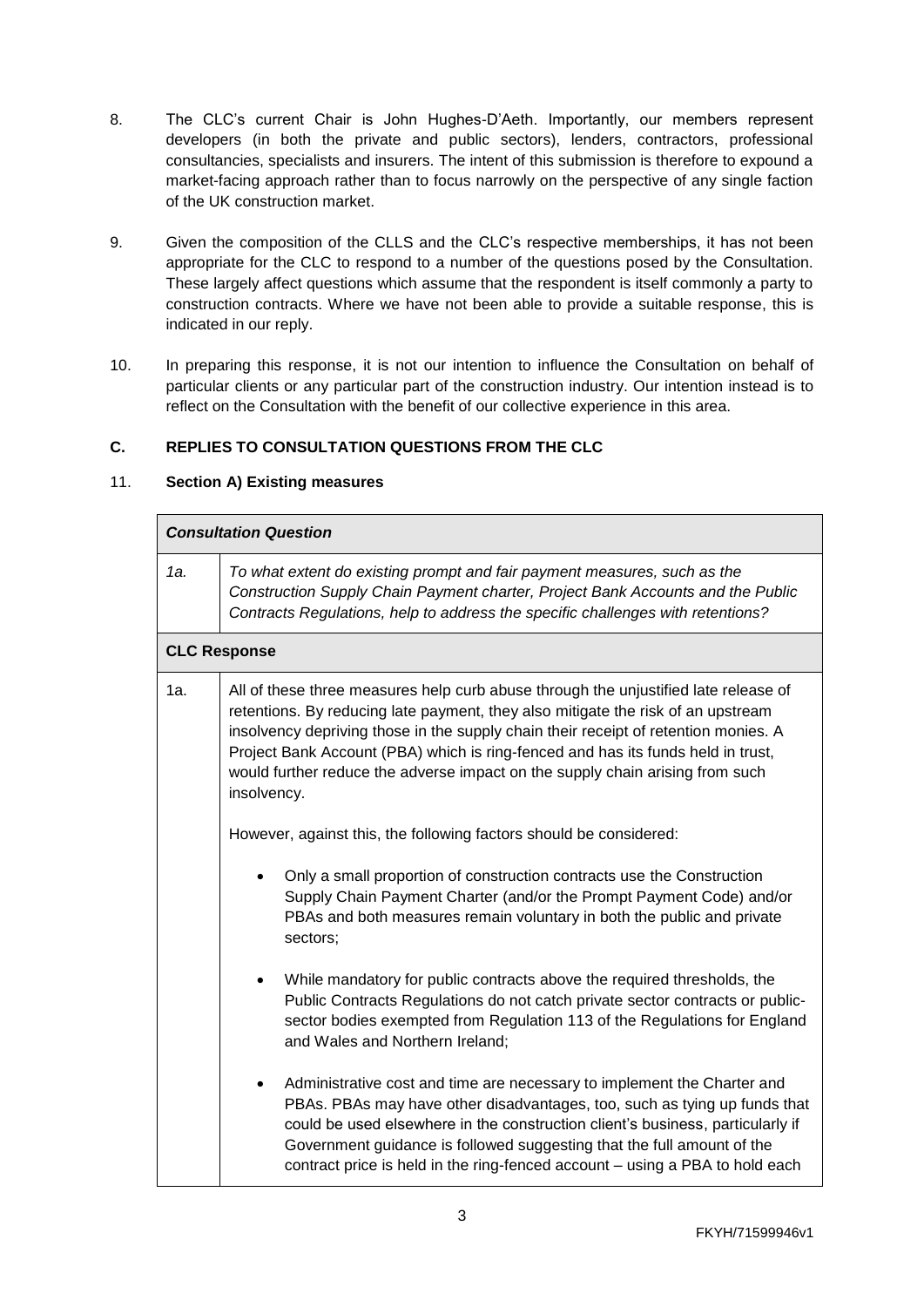8. The CLC's current Chair is John Hughes-D'Aeth. Importantly, our members represent developers (in both the private and public sectors), lenders, contractors, professional consultancies, specialists and insurers. The intent of this submission is therefore to expound a market-facing approach rather than to focus narrowly on the perspective of any single faction of the UK construction market.

9. Given the composition of the CLLS and the CLC's respective memberships, it has not been appropriate for the CLC to respond to a number of the questions posed by the Consultation. These largely affect questions which assume that the respondent is itself commonly a party to construction contracts. Where we have not been able to provide a suitable response, this is indicated in our reply.

10. In preparing this response, it is not our intention to influence the Consultation on behalf of particular clients or any particular part of the construction industry. Our intention instead is to reflect on the Consultation with the benefit of our collective experience in this area.

## C. REPLIES TO CONSULTATION QUESTIONS FROM THE CLC

11. **Section A) Existing measures**

| ***Consultation Question*** | |
|---|---|
| *1a.* | *To what extent do existing prompt and fair payment measures, such as the Construction Supply Chain Payment charter, Project Bank Accounts and the Public Contracts Regulations, help to address the specific challenges with retentions?* |
| **CLC Response** | |
| 1a. | All of these three measures help curb abuse through the unjustified late release of retentions. By reducing late payment, they also mitigate the risk of an upstream insolvency depriving those in the supply chain their receipt of retention monies. A Project Bank Account (PBA) which is ring-fenced and has its funds held in trust, would further reduce the adverse impact on the supply chain arising from such insolvency.<br><br>However, against this, the following factors should be considered:<br><br>• Only a small proportion of construction contracts use the Construction Supply Chain Payment Charter (and/or the Prompt Payment Code) and/or PBAs and both measures remain voluntary in both the public and private sectors;<br><br>• While mandatory for public contracts above the required thresholds, the Public Contracts Regulations do not catch private sector contracts or public-sector bodies exempted from Regulation 113 of the Regulations for England and Wales and Northern Ireland;<br><br>• Administrative cost and time are necessary to implement the Charter and PBAs. PBAs may have other disadvantages, too, such as tying up funds that could be used elsewhere in the construction client's business, particularly if Government guidance is followed suggesting that the full amount of the contract price is held in the ring-fenced account – using a PBA to hold each |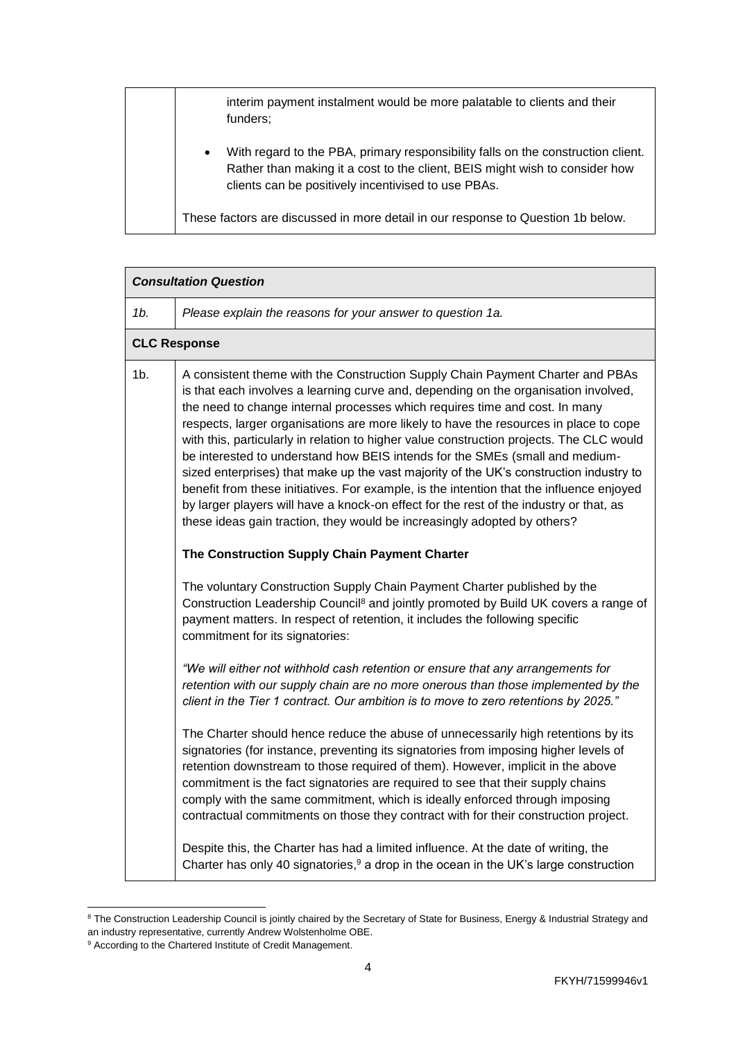| | |
|---|---|
| | interim payment instalment would be more palatable to clients and their funders;<br><br>• With regard to the PBA, primary responsibility falls on the construction client. Rather than making it a cost to the client, BEIS might wish to consider how clients can be positively incentivised to use PBAs.<br><br>These factors are discussed in more detail in our response to Question 1b below. |

| ***Consultation Question*** | |
|---|---|
| *1b.* | *Please explain the reasons for your answer to question 1a.* |
| **CLC Response** | |
| 1b. | A consistent theme with the Construction Supply Chain Payment Charter and PBAs is that each involves a learning curve and, depending on the organisation involved, the need to change internal processes which requires time and cost. In many respects, larger organisations are more likely to have the resources in place to cope with this, particularly in relation to higher value construction projects. The CLC would be interested to understand how BEIS intends for the SMEs (small and medium-sized enterprises) that make up the vast majority of the UK's construction industry to benefit from these initiatives. For example, is the intention that the influence enjoyed by larger players will have a knock-on effect for the rest of the industry or that, as these ideas gain traction, they would be increasingly adopted by others?<br><br>**The Construction Supply Chain Payment Charter**<br><br>The voluntary Construction Supply Chain Payment Charter published by the Construction Leadership Council[8] and jointly promoted by Build UK covers a range of payment matters. In respect of retention, it includes the following specific commitment for its signatories:<br><br>*"We will either not withhold cash retention or ensure that any arrangements for retention with our supply chain are no more onerous than those implemented by the client in the Tier 1 contract. Our ambition is to move to zero retentions by 2025."*<br><br>The Charter should hence reduce the abuse of unnecessarily high retentions by its signatories (for instance, preventing its signatories from imposing higher levels of retention downstream to those required of them). However, implicit in the above commitment is the fact signatories are required to see that their supply chains comply with the same commitment, which is ideally enforced through imposing contractual commitments on those they contract with for their construction project.<br><br>Despite this, the Charter has had a limited influence. At the date of writing, the Charter has only 40 signatories,[9] a drop in the ocean in the UK's large construction |

[8] The Construction Leadership Council is jointly chaired by the Secretary of State for Business, Energy & Industrial Strategy and an industry representative, currently Andrew Wolstenholme OBE.

[9] According to the Chartered Institute of Credit Management.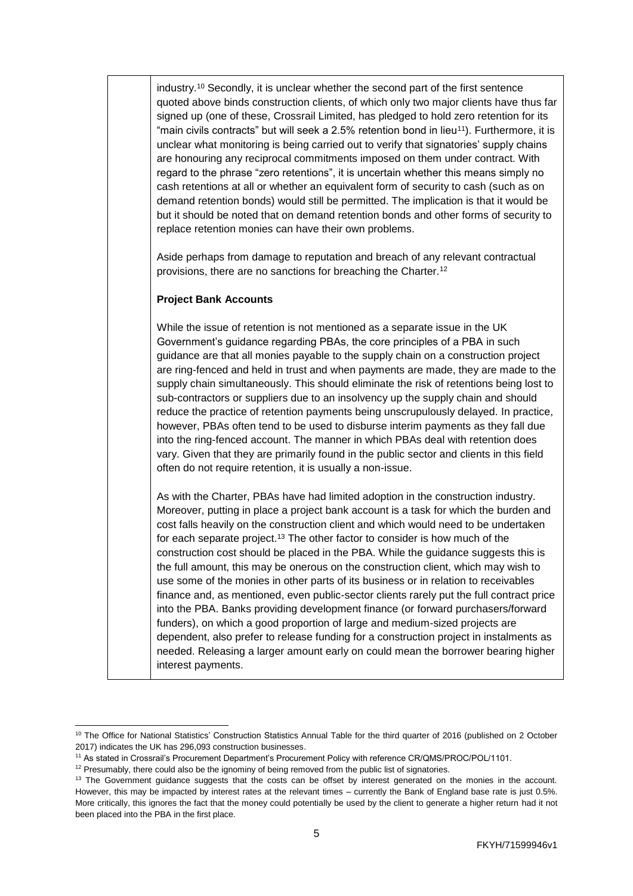industry.[10] Secondly, it is unclear whether the second part of the first sentence quoted above binds construction clients, of which only two major clients have thus far signed up (one of these, Crossrail Limited, has pledged to hold zero retention for its "main civils contracts" but will seek a 2.5% retention bond in lieu[11]). Furthermore, it is unclear what monitoring is being carried out to verify that signatories' supply chains are honouring any reciprocal commitments imposed on them under contract. With regard to the phrase "zero retentions", it is uncertain whether this means simply no cash retentions at all or whether an equivalent form of security to cash (such as on demand retention bonds) would still be permitted. The implication is that it would be but it should be noted that on demand retention bonds and other forms of security to replace retention monies can have their own problems.

Aside perhaps from damage to reputation and breach of any relevant contractual provisions, there are no sanctions for breaching the Charter.[12]

**Project Bank Accounts**

While the issue of retention is not mentioned as a separate issue in the UK Government's guidance regarding PBAs, the core principles of a PBA in such guidance are that all monies payable to the supply chain on a construction project are ring-fenced and held in trust and when payments are made, they are made to the supply chain simultaneously. This should eliminate the risk of retentions being lost to sub-contractors or suppliers due to an insolvency up the supply chain and should reduce the practice of retention payments being unscrupulously delayed. In practice, however, PBAs often tend to be used to disburse interim payments as they fall due into the ring-fenced account. The manner in which PBAs deal with retention does vary. Given that they are primarily found in the public sector and clients in this field often do not require retention, it is usually a non-issue.

As with the Charter, PBAs have had limited adoption in the construction industry. Moreover, putting in place a project bank account is a task for which the burden and cost falls heavily on the construction client and which would need to be undertaken for each separate project.[13] The other factor to consider is how much of the construction cost should be placed in the PBA. While the guidance suggests this is the full amount, this may be onerous on the construction client, which may wish to use some of the monies in other parts of its business or in relation to receivables finance and, as mentioned, even public-sector clients rarely put the full contract price into the PBA. Banks providing development finance (or forward purchasers/forward funders), on which a good proportion of large and medium-sized projects are dependent, also prefer to release funding for a construction project in instalments as needed. Releasing a larger amount early on could mean the borrower bearing higher interest payments.

[10] The Office for National Statistics' Construction Statistics Annual Table for the third quarter of 2016 (published on 2 October 2017) indicates the UK has 296,093 construction businesses.

[11] As stated in Crossrail's Procurement Department's Procurement Policy with reference CR/QMS/PROC/POL/1101.

[12] Presumably, there could also be the ignominy of being removed from the public list of signatories.

[13] The Government guidance suggests that the costs can be offset by interest generated on the monies in the account. However, this may be impacted by interest rates at the relevant times – currently the Bank of England base rate is just 0.5%. More critically, this ignores the fact that the money could potentially be used by the client to generate a higher return had it not been placed into the PBA in the first place.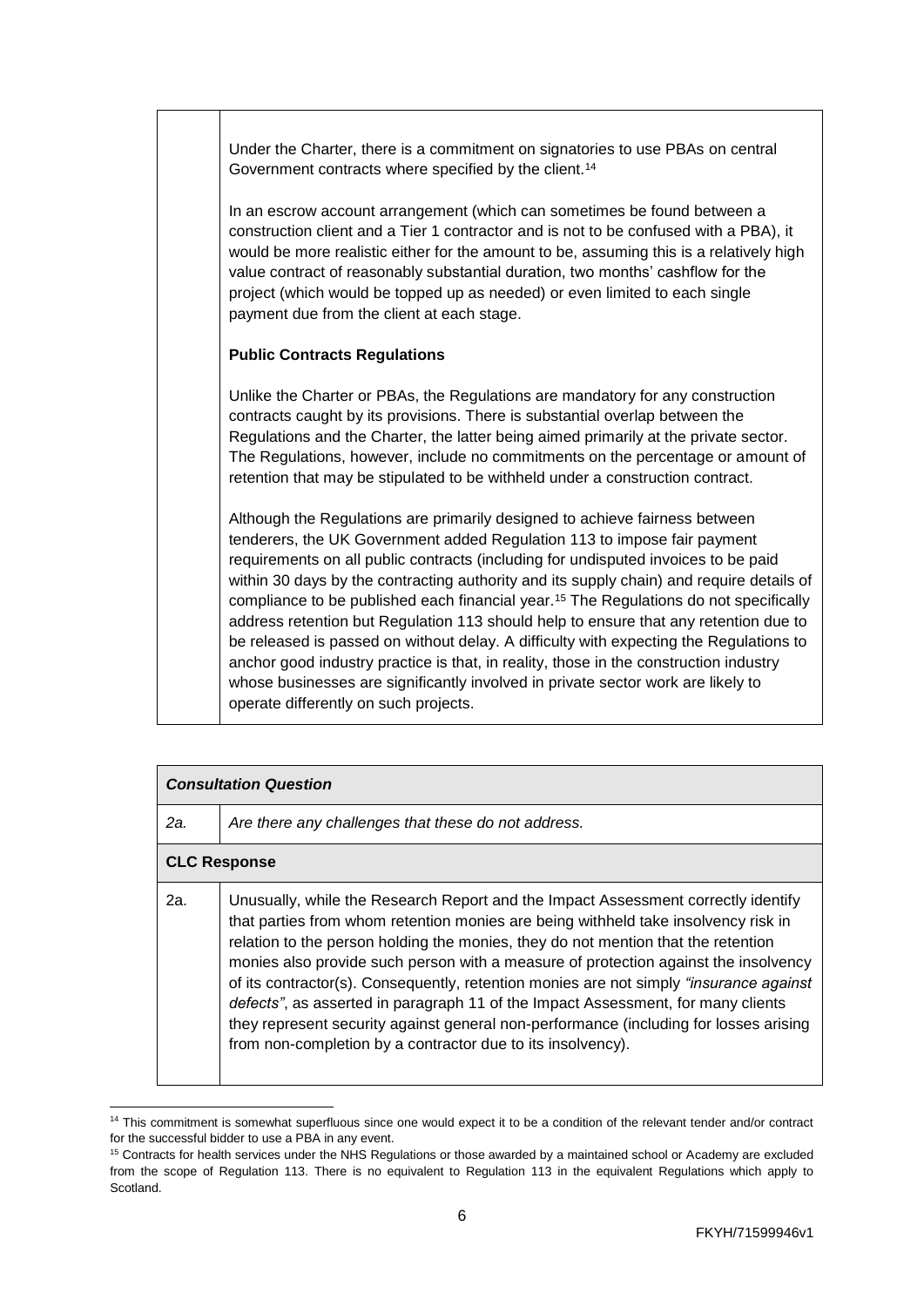| | |
|---|---|
| | Under the Charter, there is a commitment on signatories to use PBAs on central Government contracts where specified by the client.[14]<br><br>In an escrow account arrangement (which can sometimes be found between a construction client and a Tier 1 contractor and is not to be confused with a PBA), it would be more realistic either for the amount to be, assuming this is a relatively high value contract of reasonably substantial duration, two months' cashflow for the project (which would be topped up as needed) or even limited to each single payment due from the client at each stage.<br><br>**Public Contracts Regulations**<br><br>Unlike the Charter or PBAs, the Regulations are mandatory for any construction contracts caught by its provisions. There is substantial overlap between the Regulations and the Charter, the latter being aimed primarily at the private sector. The Regulations, however, include no commitments on the percentage or amount of retention that may be stipulated to be withheld under a construction contract.<br><br>Although the Regulations are primarily designed to achieve fairness between tenderers, the UK Government added Regulation 113 to impose fair payment requirements on all public contracts (including for undisputed invoices to be paid within 30 days by the contracting authority and its supply chain) and require details of compliance to be published each financial year.[15] The Regulations do not specifically address retention but Regulation 113 should help to ensure that any retention due to be released is passed on without delay. A difficulty with expecting the Regulations to anchor good industry practice is that, in reality, those in the construction industry whose businesses are significantly involved in private sector work are likely to operate differently on such projects. |

| ***Consultation Question*** | |
|---|---|
| *2a.* | *Are there any challenges that these do not address.* |
| **CLC Response** | |
| 2a. | Unusually, while the Research Report and the Impact Assessment correctly identify that parties from whom retention monies are being withheld take insolvency risk in relation to the person holding the monies, they do not mention that the retention monies also provide such person with a measure of protection against the insolvency of its contractor(s). Consequently, retention monies are not simply *"insurance against defects"*, as asserted in paragraph 11 of the Impact Assessment, for many clients they represent security against general non-performance (including for losses arising from non-completion by a contractor due to its insolvency). |

[14] This commitment is somewhat superfluous since one would expect it to be a condition of the relevant tender and/or contract for the successful bidder to use a PBA in any event.

[15] Contracts for health services under the NHS Regulations or those awarded by a maintained school or Academy are excluded from the scope of Regulation 113. There is no equivalent to Regulation 113 in the equivalent Regulations which apply to Scotland.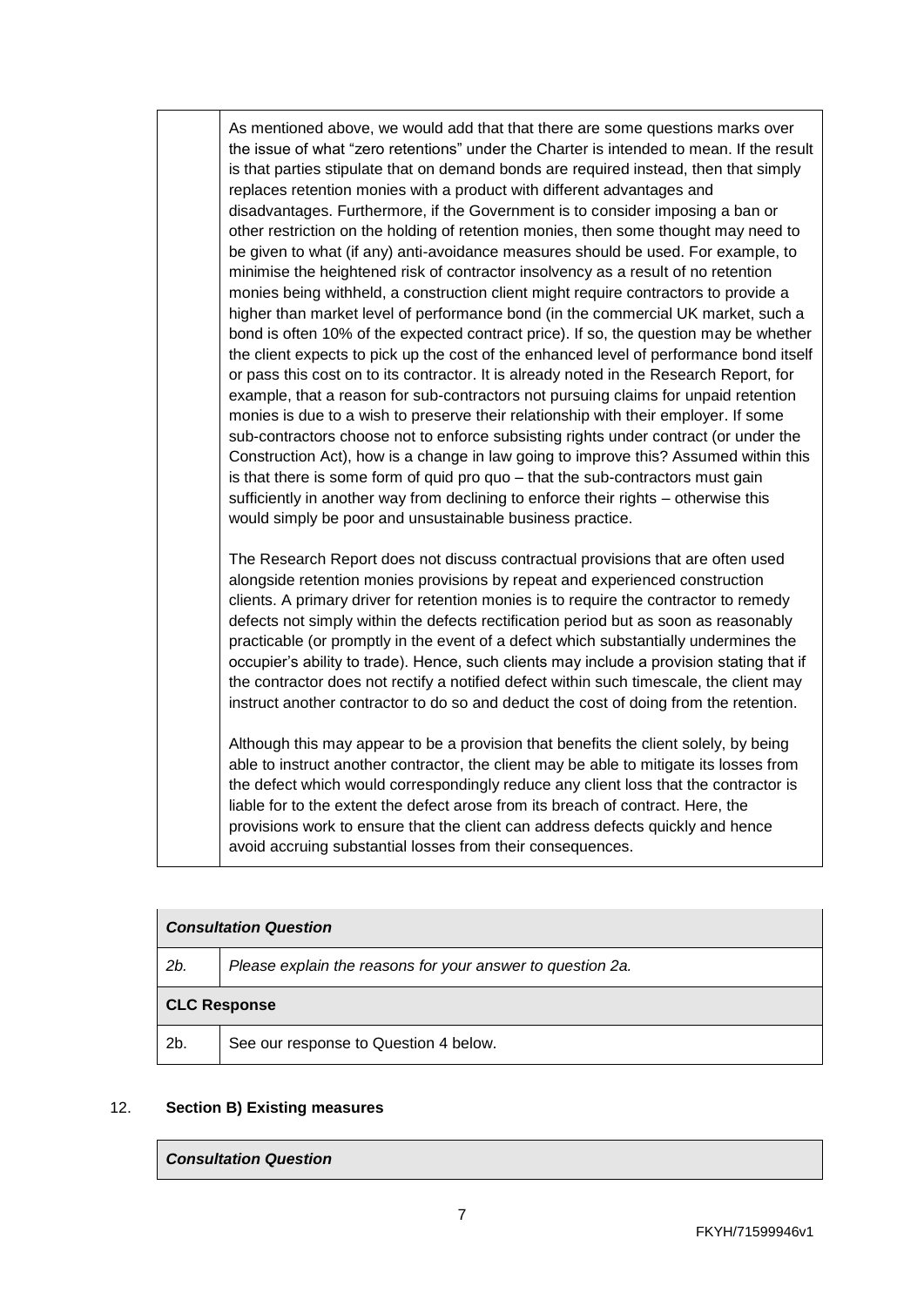| | |
|---|---|
| | As mentioned above, we would add that that there are some questions marks over the issue of what "zero retentions" under the Charter is intended to mean. If the result is that parties stipulate that on demand bonds are required instead, then that simply replaces retention monies with a product with different advantages and disadvantages. Furthermore, if the Government is to consider imposing a ban or other restriction on the holding of retention monies, then some thought may need to be given to what (if any) anti-avoidance measures should be used. For example, to minimise the heightened risk of contractor insolvency as a result of no retention monies being withheld, a construction client might require contractors to provide a higher than market level of performance bond (in the commercial UK market, such a bond is often 10% of the expected contract price). If so, the question may be whether the client expects to pick up the cost of the enhanced level of performance bond itself or pass this cost on to its contractor. It is already noted in the Research Report, for example, that a reason for sub-contractors not pursuing claims for unpaid retention monies is due to a wish to preserve their relationship with their employer. If some sub-contractors choose not to enforce subsisting rights under contract (or under the Construction Act), how is a change in law going to improve this? Assumed within this is that there is some form of quid pro quo – that the sub-contractors must gain sufficiently in another way from declining to enforce their rights – otherwise this would simply be poor and unsustainable business practice.<br><br>The Research Report does not discuss contractual provisions that are often used alongside retention monies provisions by repeat and experienced construction clients. A primary driver for retention monies is to require the contractor to remedy defects not simply within the defects rectification period but as soon as reasonably practicable (or promptly in the event of a defect which substantially undermines the occupier's ability to trade). Hence, such clients may include a provision stating that if the contractor does not rectify a notified defect within such timescale, the client may instruct another contractor to do so and deduct the cost of doing from the retention.<br><br>Although this may appear to be a provision that benefits the client solely, by being able to instruct another contractor, the client may be able to mitigate its losses from the defect which would correspondingly reduce any client loss that the contractor is liable for to the extent the defect arose from its breach of contract. Here, the provisions work to ensure that the client can address defects quickly and hence avoid accruing substantial losses from their consequences. |

| ***Consultation Question*** | |
|---|---|
| *2b.* | *Please explain the reasons for your answer to question 2a.* |
| **CLC Response** | |
| 2b. | See our response to Question 4 below. |

12. **Section B) Existing measures**

| ***Consultation Question*** |
|---|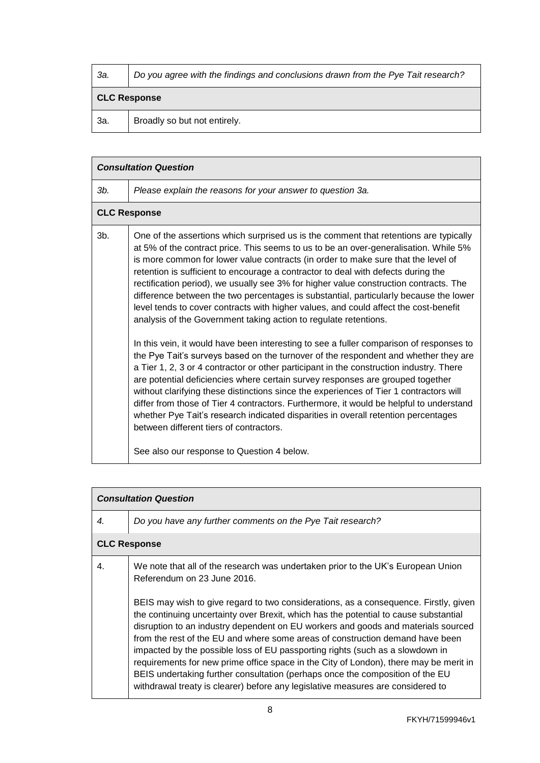| | |
|---|---|
| *3a.* | *Do you agree with the findings and conclusions drawn from the Pye Tait research?* |
| **CLC Response** | |
| 3a. | Broadly so but not entirely. |

| | |
|---|---|
| ***Consultation Question*** | |
| *3b.* | *Please explain the reasons for your answer to question 3a.* |
| **CLC Response** | |
| 3b. | One of the assertions which surprised us is the comment that retentions are typically at 5% of the contract price. This seems to us to be an over-generalisation. While 5% is more common for lower value contracts (in order to make sure that the level of retention is sufficient to encourage a contractor to deal with defects during the rectification period), we usually see 3% for higher value construction contracts. The difference between the two percentages is substantial, particularly because the lower level tends to cover contracts with higher values, and could affect the cost-benefit analysis of the Government taking action to regulate retentions.<br><br>In this vein, it would have been interesting to see a fuller comparison of responses to the Pye Tait's surveys based on the turnover of the respondent and whether they are a Tier 1, 2, 3 or 4 contractor or other participant in the construction industry. There are potential deficiencies where certain survey responses are grouped together without clarifying these distinctions since the experiences of Tier 1 contractors will differ from those of Tier 4 contractors. Furthermore, it would be helpful to understand whether Pye Tait's research indicated disparities in overall retention percentages between different tiers of contractors.<br><br>See also our response to Question 4 below. |

| | |
|---|---|
| ***Consultation Question*** | |
| *4.* | *Do you have any further comments on the Pye Tait research?* |
| **CLC Response** | |
| 4. | We note that all of the research was undertaken prior to the UK's European Union Referendum on 23 June 2016.<br><br>BEIS may wish to give regard to two considerations, as a consequence. Firstly, given the continuing uncertainty over Brexit, which has the potential to cause substantial disruption to an industry dependent on EU workers and goods and materials sourced from the rest of the EU and where some areas of construction demand have been impacted by the possible loss of EU passporting rights (such as a slowdown in requirements for new prime office space in the City of London), there may be merit in BEIS undertaking further consultation (perhaps once the composition of the EU withdrawal treaty is clearer) before any legislative measures are considered to |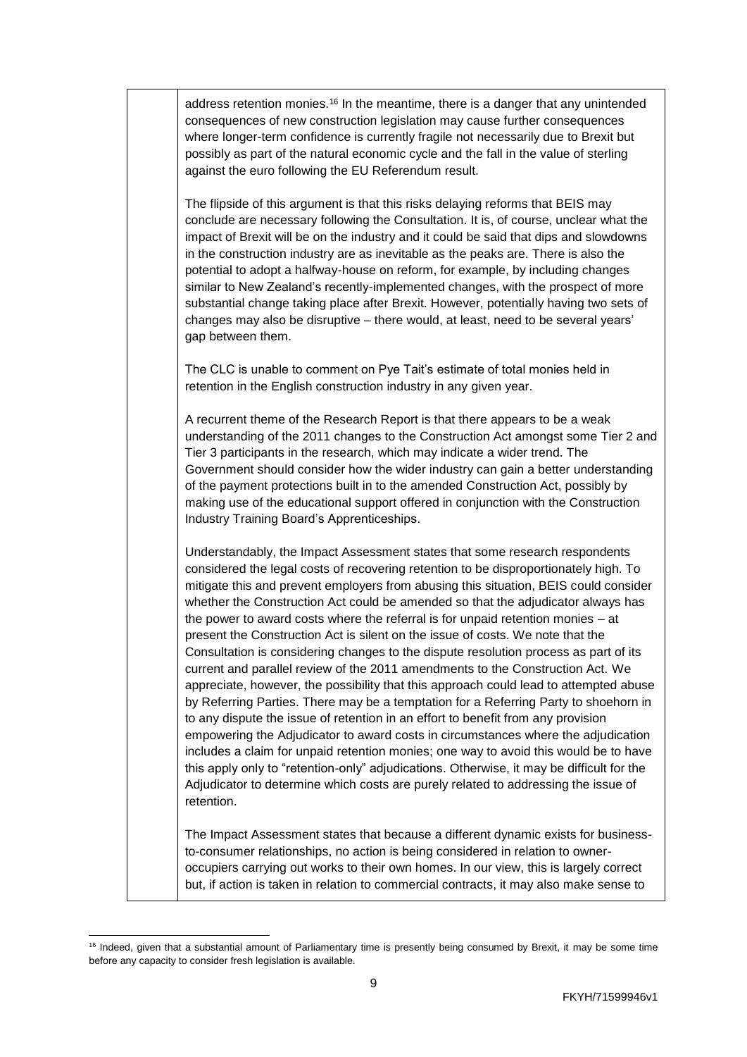address retention monies.[16] In the meantime, there is a danger that any unintended consequences of new construction legislation may cause further consequences where longer-term confidence is currently fragile not necessarily due to Brexit but possibly as part of the natural economic cycle and the fall in the value of sterling against the euro following the EU Referendum result.

The flipside of this argument is that this risks delaying reforms that BEIS may conclude are necessary following the Consultation. It is, of course, unclear what the impact of Brexit will be on the industry and it could be said that dips and slowdowns in the construction industry are as inevitable as the peaks are. There is also the potential to adopt a halfway-house on reform, for example, by including changes similar to New Zealand's recently-implemented changes, with the prospect of more substantial change taking place after Brexit. However, potentially having two sets of changes may also be disruptive – there would, at least, need to be several years' gap between them.

The CLC is unable to comment on Pye Tait's estimate of total monies held in retention in the English construction industry in any given year.

A recurrent theme of the Research Report is that there appears to be a weak understanding of the 2011 changes to the Construction Act amongst some Tier 2 and Tier 3 participants in the research, which may indicate a wider trend. The Government should consider how the wider industry can gain a better understanding of the payment protections built in to the amended Construction Act, possibly by making use of the educational support offered in conjunction with the Construction Industry Training Board's Apprenticeships.

Understandably, the Impact Assessment states that some research respondents considered the legal costs of recovering retention to be disproportionately high. To mitigate this and prevent employers from abusing this situation, BEIS could consider whether the Construction Act could be amended so that the adjudicator always has the power to award costs where the referral is for unpaid retention monies – at present the Construction Act is silent on the issue of costs. We note that the Consultation is considering changes to the dispute resolution process as part of its current and parallel review of the 2011 amendments to the Construction Act. We appreciate, however, the possibility that this approach could lead to attempted abuse by Referring Parties. There may be a temptation for a Referring Party to shoehorn in to any dispute the issue of retention in an effort to benefit from any provision empowering the Adjudicator to award costs in circumstances where the adjudication includes a claim for unpaid retention monies; one way to avoid this would be to have this apply only to "retention-only" adjudications. Otherwise, it may be difficult for the Adjudicator to determine which costs are purely related to addressing the issue of retention.

The Impact Assessment states that because a different dynamic exists for business-to-consumer relationships, no action is being considered in relation to owner-occupiers carrying out works to their own homes. In our view, this is largely correct but, if action is taken in relation to commercial contracts, it may also make sense to

[16] Indeed, given that a substantial amount of Parliamentary time is presently being consumed by Brexit, it may be some time before any capacity to consider fresh legislation is available.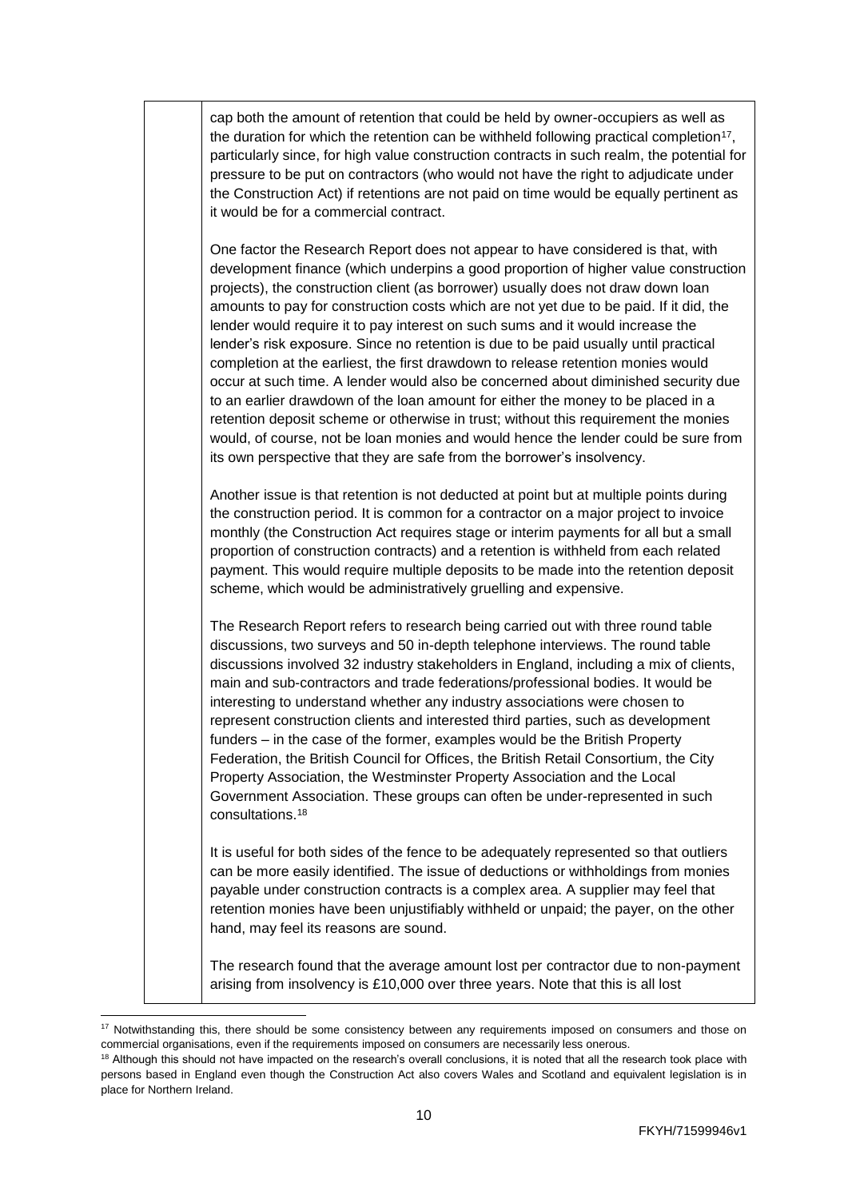cap both the amount of retention that could be held by owner-occupiers as well as the duration for which the retention can be withheld following practical completion[17], particularly since, for high value construction contracts in such realm, the potential for pressure to be put on contractors (who would not have the right to adjudicate under the Construction Act) if retentions are not paid on time would be equally pertinent as it would be for a commercial contract.

One factor the Research Report does not appear to have considered is that, with development finance (which underpins a good proportion of higher value construction projects), the construction client (as borrower) usually does not draw down loan amounts to pay for construction costs which are not yet due to be paid. If it did, the lender would require it to pay interest on such sums and it would increase the lender's risk exposure. Since no retention is due to be paid usually until practical completion at the earliest, the first drawdown to release retention monies would occur at such time. A lender would also be concerned about diminished security due to an earlier drawdown of the loan amount for either the money to be placed in a retention deposit scheme or otherwise in trust; without this requirement the monies would, of course, not be loan monies and would hence the lender could be sure from its own perspective that they are safe from the borrower's insolvency.

Another issue is that retention is not deducted at point but at multiple points during the construction period. It is common for a contractor on a major project to invoice monthly (the Construction Act requires stage or interim payments for all but a small proportion of construction contracts) and a retention is withheld from each related payment. This would require multiple deposits to be made into the retention deposit scheme, which would be administratively gruelling and expensive.

The Research Report refers to research being carried out with three round table discussions, two surveys and 50 in-depth telephone interviews. The round table discussions involved 32 industry stakeholders in England, including a mix of clients, main and sub-contractors and trade federations/professional bodies. It would be interesting to understand whether any industry associations were chosen to represent construction clients and interested third parties, such as development funders – in the case of the former, examples would be the British Property Federation, the British Council for Offices, the British Retail Consortium, the City Property Association, the Westminster Property Association and the Local Government Association. These groups can often be under-represented in such consultations.[18]

It is useful for both sides of the fence to be adequately represented so that outliers can be more easily identified. The issue of deductions or withholdings from monies payable under construction contracts is a complex area. A supplier may feel that retention monies have been unjustifiably withheld or unpaid; the payer, on the other hand, may feel its reasons are sound.

The research found that the average amount lost per contractor due to non-payment arising from insolvency is £10,000 over three years. Note that this is all lost

---

[17] Notwithstanding this, there should be some consistency between any requirements imposed on consumers and those on commercial organisations, even if the requirements imposed on consumers are necessarily less onerous.

[18] Although this should not have impacted on the research's overall conclusions, it is noted that all the research took place with persons based in England even though the Construction Act also covers Wales and Scotland and equivalent legislation is in place for Northern Ireland.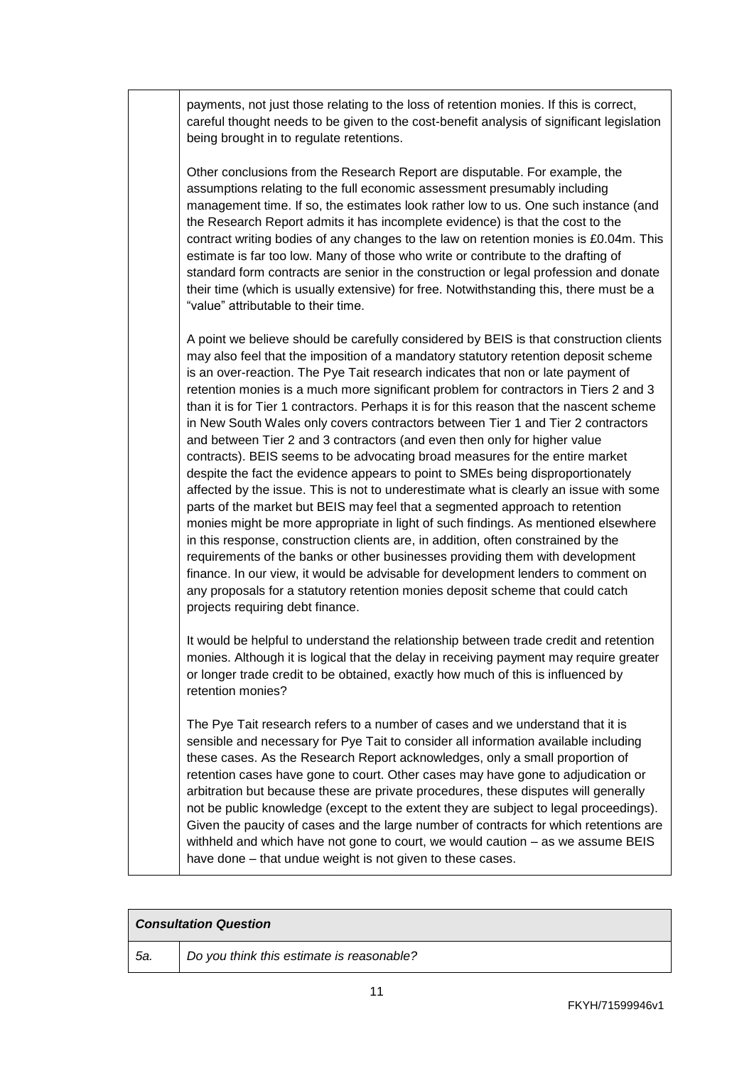|  | payments, not just those relating to the loss of retention monies. If this is correct, careful thought needs to be given to the cost-benefit analysis of significant legislation being brought in to regulate retentions.<br><br>Other conclusions from the Research Report are disputable. For example, the assumptions relating to the full economic assessment presumably including management time. If so, the estimates look rather low to us. One such instance (and the Research Report admits it has incomplete evidence) is that the cost to the contract writing bodies of any changes to the law on retention monies is £0.04m. This estimate is far too low. Many of those who write or contribute to the drafting of standard form contracts are senior in the construction or legal profession and donate their time (which is usually extensive) for free. Notwithstanding this, there must be a "value" attributable to their time.<br><br>A point we believe should be carefully considered by BEIS is that construction clients may also feel that the imposition of a mandatory statutory retention deposit scheme is an over-reaction. The Pye Tait research indicates that non or late payment of retention monies is a much more significant problem for contractors in Tiers 2 and 3 than it is for Tier 1 contractors. Perhaps it is for this reason that the nascent scheme in New South Wales only covers contractors between Tier 1 and Tier 2 contractors and between Tier 2 and 3 contractors (and even then only for higher value contracts). BEIS seems to be advocating broad measures for the entire market despite the fact the evidence appears to point to SMEs being disproportionately affected by the issue. This is not to underestimate what is clearly an issue with some parts of the market but BEIS may feel that a segmented approach to retention monies might be more appropriate in light of such findings. As mentioned elsewhere in this response, construction clients are, in addition, often constrained by the requirements of the banks or other businesses providing them with development finance. In our view, it would be advisable for development lenders to comment on any proposals for a statutory retention monies deposit scheme that could catch projects requiring debt finance.<br><br>It would be helpful to understand the relationship between trade credit and retention monies. Although it is logical that the delay in receiving payment may require greater or longer trade credit to be obtained, exactly how much of this is influenced by retention monies?<br><br>The Pye Tait research refers to a number of cases and we understand that it is sensible and necessary for Pye Tait to consider all information available including these cases. As the Research Report acknowledges, only a small proportion of retention cases have gone to court. Other cases may have gone to adjudication or arbitration but because these are private procedures, these disputes will generally not be public knowledge (except to the extent they are subject to legal proceedings). Given the paucity of cases and the large number of contracts for which retentions are withheld and which have not gone to court, we would caution – as we assume BEIS have done – that undue weight is not given to these cases. |

| ***Consultation Question*** | |
|---|---|
| *5a.* | *Do you think this estimate is reasonable?* |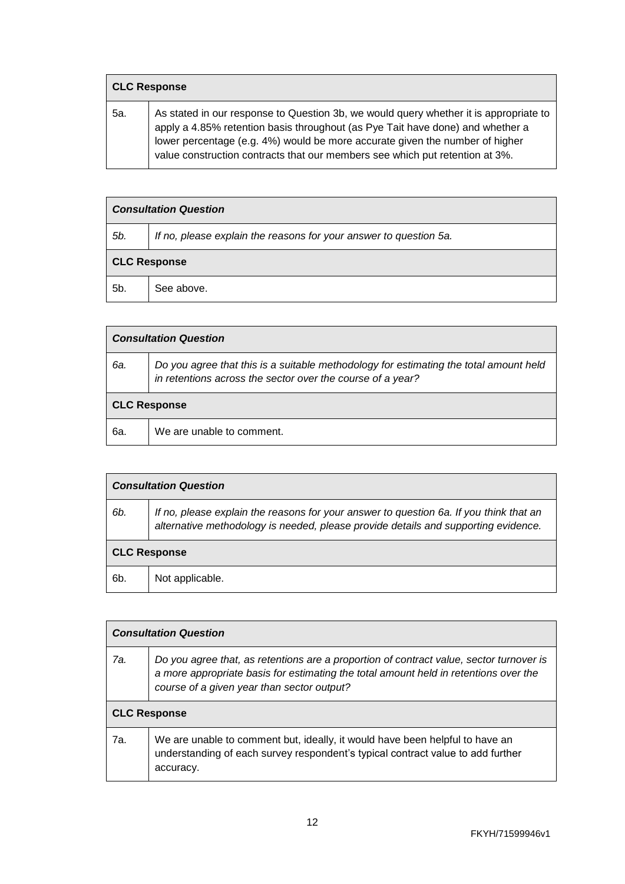| **CLC Response** | |
|---|---|
| 5a. | As stated in our response to Question 3b, we would query whether it is appropriate to apply a 4.85% retention basis throughout (as Pye Tait have done) and whether a lower percentage (e.g. 4%) would be more accurate given the number of higher value construction contracts that our members see which put retention at 3%. |

| ***Consultation Question*** | |
|---|---|
| *5b.* | *If no, please explain the reasons for your answer to question 5a.* |
| **CLC Response** | |
| 5b. | See above. |

| ***Consultation Question*** | |
|---|---|
| *6a.* | *Do you agree that this is a suitable methodology for estimating the total amount held in retentions across the sector over the course of a year?* |
| **CLC Response** | |
| 6a. | We are unable to comment. |

| ***Consultation Question*** | |
|---|---|
| *6b.* | *If no, please explain the reasons for your answer to question 6a. If you think that an alternative methodology is needed, please provide details and supporting evidence.* |
| **CLC Response** | |
| 6b. | Not applicable. |

| ***Consultation Question*** | |
|---|---|
| *7a.* | *Do you agree that, as retentions are a proportion of contract value, sector turnover is a more appropriate basis for estimating the total amount held in retentions over the course of a given year than sector output?* |
| **CLC Response** | |
| 7a. | We are unable to comment but, ideally, it would have been helpful to have an understanding of each survey respondent's typical contract value to add further accuracy. |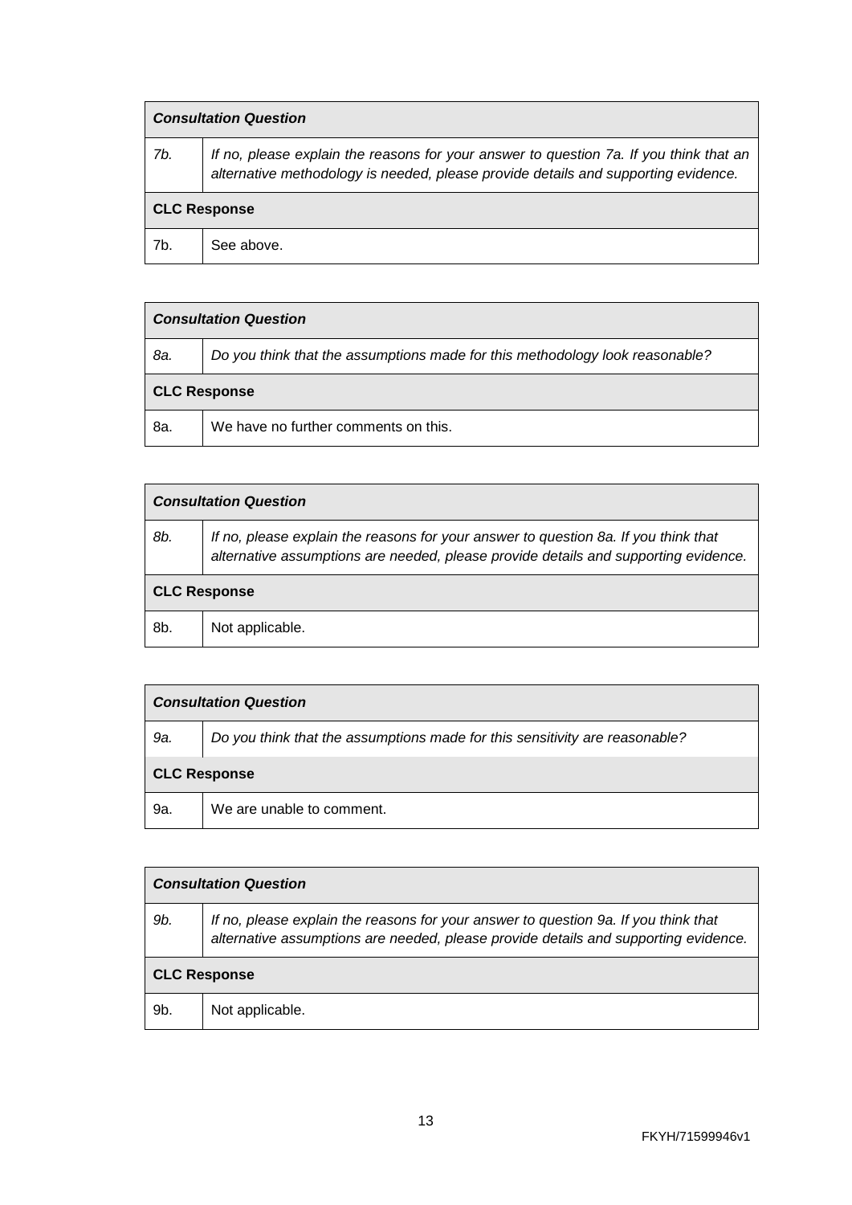| ***Consultation Question*** | |
|---|---|
| *7b.* | *If no, please explain the reasons for your answer to question 7a. If you think that an alternative methodology is needed, please provide details and supporting evidence.* |
| **CLC Response** | |
| 7b. | See above. |

| ***Consultation Question*** | |
|---|---|
| *8a.* | *Do you think that the assumptions made for this methodology look reasonable?* |
| **CLC Response** | |
| 8a. | We have no further comments on this. |

| ***Consultation Question*** | |
|---|---|
| *8b.* | *If no, please explain the reasons for your answer to question 8a. If you think that alternative assumptions are needed, please provide details and supporting evidence.* |
| **CLC Response** | |
| 8b. | Not applicable. |

| ***Consultation Question*** | |
|---|---|
| *9a.* | *Do you think that the assumptions made for this sensitivity are reasonable?* |
| **CLC Response** | |
| 9a. | We are unable to comment. |

| ***Consultation Question*** | |
|---|---|
| *9b.* | *If no, please explain the reasons for your answer to question 9a. If you think that alternative assumptions are needed, please provide details and supporting evidence.* |
| **CLC Response** | |
| 9b. | Not applicable. |

FKYH/71599946v1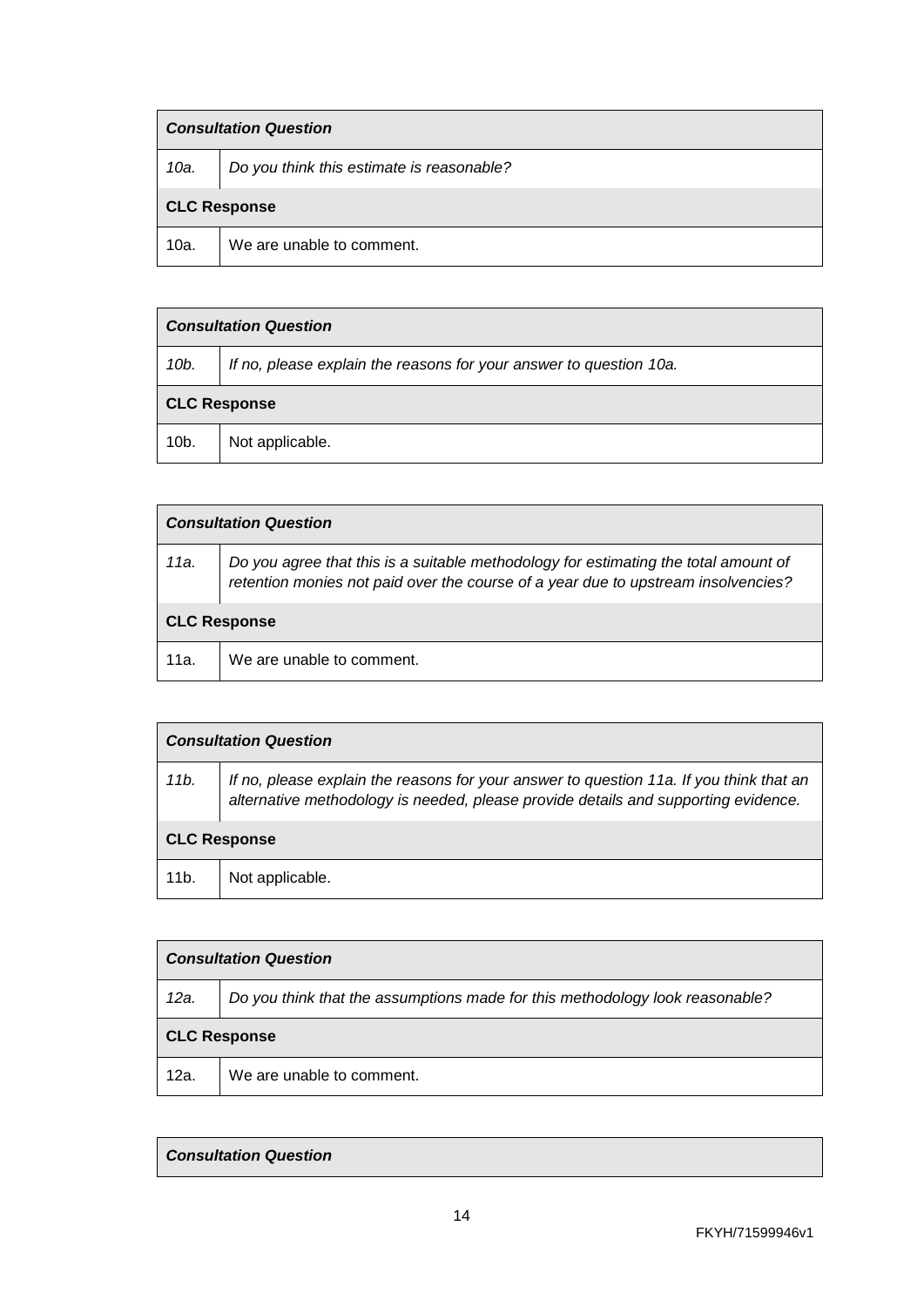| ***Consultation Question*** | |
|---|---|
| *10a.* | *Do you think this estimate is reasonable?* |
| **CLC Response** | |
| 10a. | We are unable to comment. |

| ***Consultation Question*** | |
|---|---|
| *10b.* | *If no, please explain the reasons for your answer to question 10a.* |
| **CLC Response** | |
| 10b. | Not applicable. |

| ***Consultation Question*** | |
|---|---|
| *11a.* | *Do you agree that this is a suitable methodology for estimating the total amount of retention monies not paid over the course of a year due to upstream insolvencies?* |
| **CLC Response** | |
| 11a. | We are unable to comment. |

| ***Consultation Question*** | |
|---|---|
| *11b.* | *If no, please explain the reasons for your answer to question 11a. If you think that an alternative methodology is needed, please provide details and supporting evidence.* |
| **CLC Response** | |
| 11b. | Not applicable. |

| ***Consultation Question*** | |
|---|---|
| *12a.* | *Do you think that the assumptions made for this methodology look reasonable?* |
| **CLC Response** | |
| 12a. | We are unable to comment. |

| ***Consultation Question*** |
|---|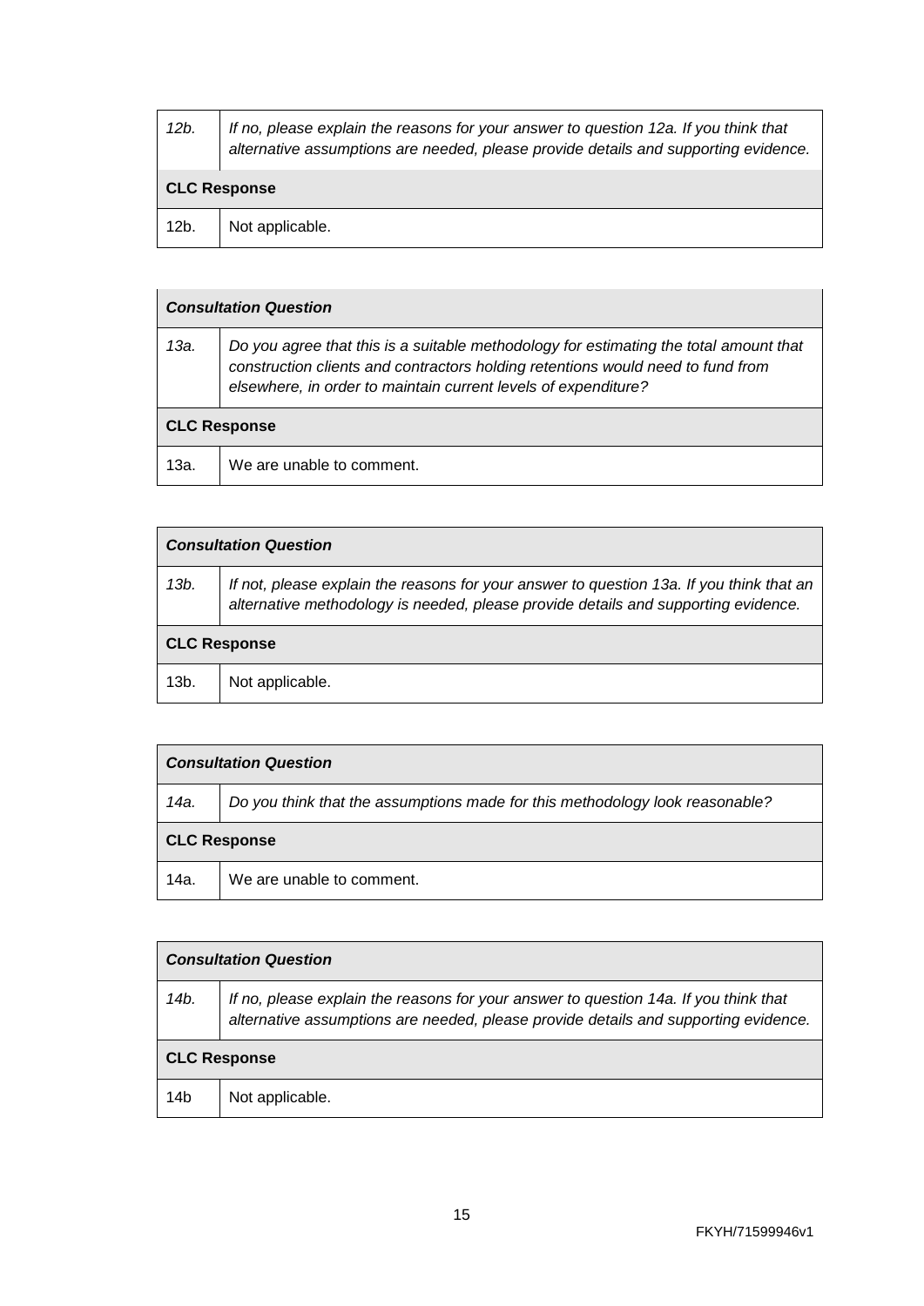| 12b. | *If no, please explain the reasons for your answer to question 12a. If you think that alternative assumptions are needed, please provide details and supporting evidence.* |
|---|---|
| **CLC Response** | |
| 12b. | Not applicable. |

| ***Consultation Question*** | |
|---|---|
| *13a.* | *Do you agree that this is a suitable methodology for estimating the total amount that construction clients and contractors holding retentions would need to fund from elsewhere, in order to maintain current levels of expenditure?* |
| **CLC Response** | |
| 13a. | We are unable to comment. |

| ***Consultation Question*** | |
|---|---|
| *13b.* | *If not, please explain the reasons for your answer to question 13a. If you think that an alternative methodology is needed, please provide details and supporting evidence.* |
| **CLC Response** | |
| 13b. | Not applicable. |

| ***Consultation Question*** | |
|---|---|
| *14a.* | *Do you think that the assumptions made for this methodology look reasonable?* |
| **CLC Response** | |
| 14a. | We are unable to comment. |

| ***Consultation Question*** | |
|---|---|
| *14b.* | *If no, please explain the reasons for your answer to question 14a. If you think that alternative assumptions are needed, please provide details and supporting evidence.* |
| **CLC Response** | |
| 14b | Not applicable. |

FKYH/71599946v1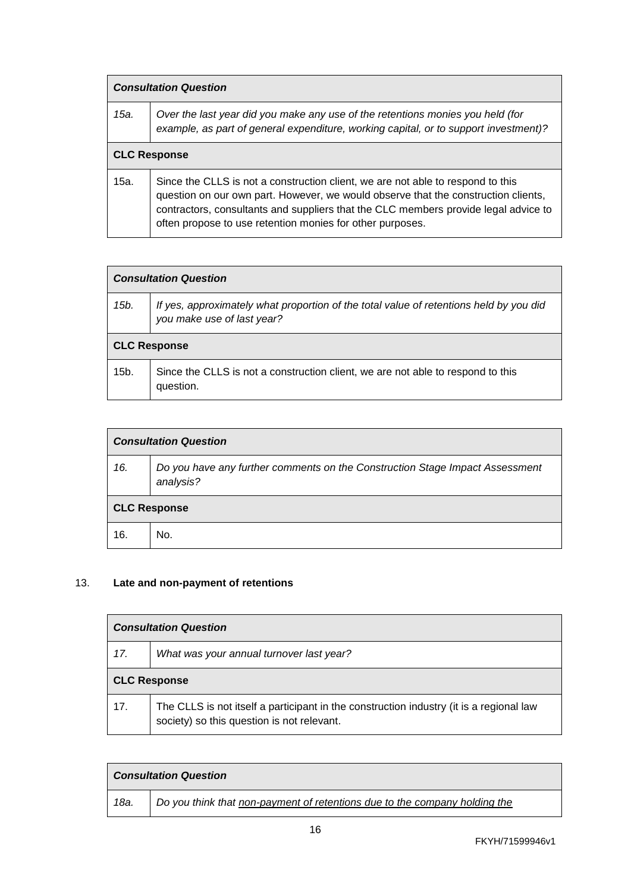| ***Consultation Question*** | |
|---|---|
| *15a.* | *Over the last year did you make any use of the retentions monies you held (for example, as part of general expenditure, working capital, or to support investment)?* |
| **CLC Response** | |
| 15a. | Since the CLLS is not a construction client, we are not able to respond to this question on our own part. However, we would observe that the construction clients, contractors, consultants and suppliers that the CLC members provide legal advice to often propose to use retention monies for other purposes. |

| ***Consultation Question*** | |
|---|---|
| *15b.* | *If yes, approximately what proportion of the total value of retentions held by you did you make use of last year?* |
| **CLC Response** | |
| 15b. | Since the CLLS is not a construction client, we are not able to respond to this question. |

| ***Consultation Question*** | |
|---|---|
| *16.* | *Do you have any further comments on the Construction Stage Impact Assessment analysis?* |
| **CLC Response** | |
| 16. | No. |

13. **Late and non-payment of retentions**

| ***Consultation Question*** | |
|---|---|
| *17.* | *What was your annual turnover last year?* |
| **CLC Response** | |
| 17. | The CLLS is not itself a participant in the construction industry (it is a regional law society) so this question is not relevant. |

| ***Consultation Question*** | |
|---|---|
| *18a.* | *Do you think that non-payment of retentions due to the company holding the* |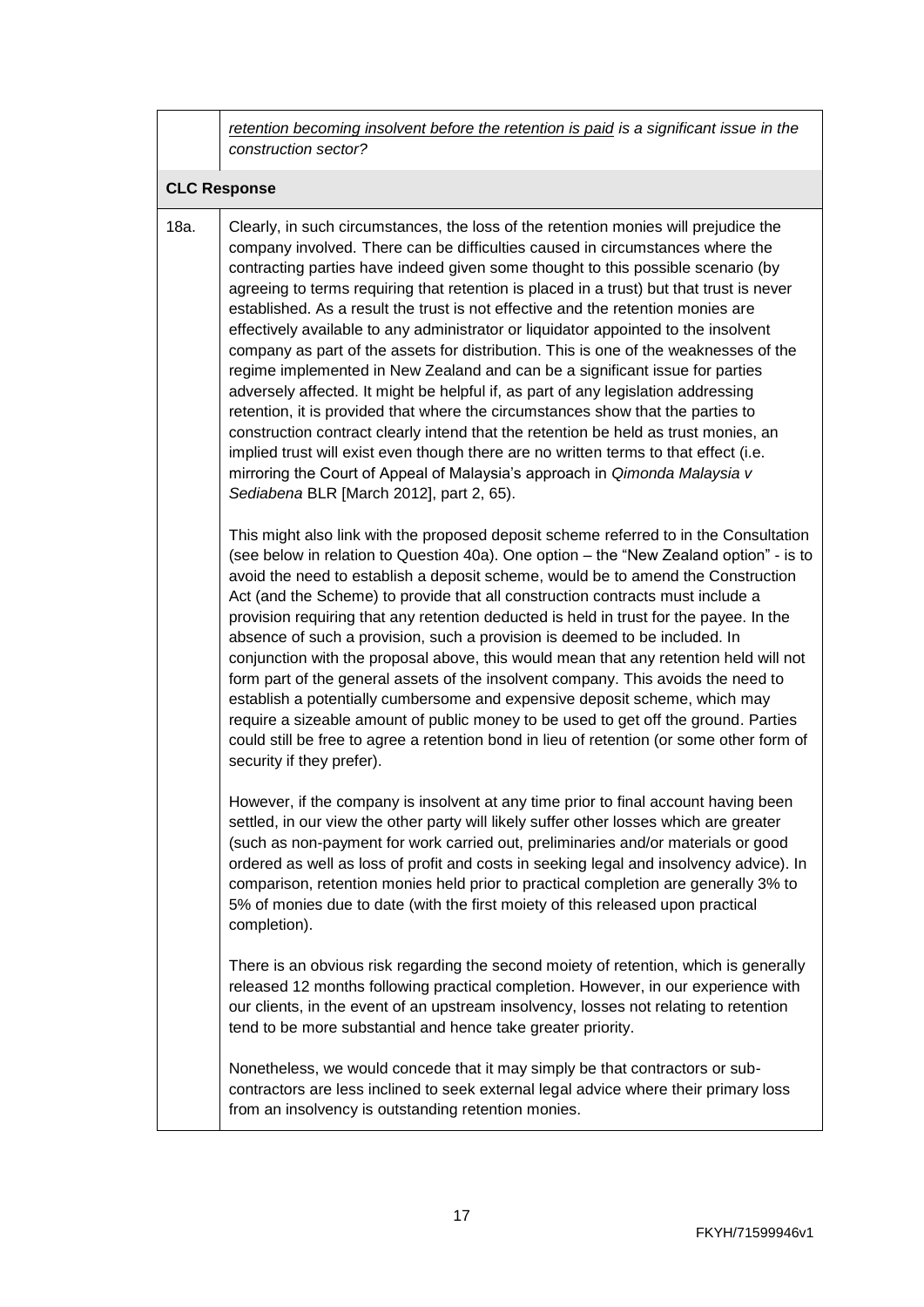| | *retention becoming insolvent before the retention is paid is a significant issue in the construction sector?* |
|---|---|
| **CLC Response** | |
| 18a. | Clearly, in such circumstances, the loss of the retention monies will prejudice the company involved. There can be difficulties caused in circumstances where the contracting parties have indeed given some thought to this possible scenario (by agreeing to terms requiring that retention is placed in a trust) but that trust is never established. As a result the trust is not effective and the retention monies are effectively available to any administrator or liquidator appointed to the insolvent company as part of the assets for distribution. This is one of the weaknesses of the regime implemented in New Zealand and can be a significant issue for parties adversely affected. It might be helpful if, as part of any legislation addressing retention, it is provided that where the circumstances show that the parties to construction contract clearly intend that the retention be held as trust monies, an implied trust will exist even though there are no written terms to that effect (i.e. mirroring the Court of Appeal of Malaysia's approach in *Qimonda Malaysia v Sediabena* BLR [March 2012], part 2, 65).<br><br>This might also link with the proposed deposit scheme referred to in the Consultation (see below in relation to Question 40a). One option – the "New Zealand option" - is to avoid the need to establish a deposit scheme, would be to amend the Construction Act (and the Scheme) to provide that all construction contracts must include a provision requiring that any retention deducted is held in trust for the payee. In the absence of such a provision, such a provision is deemed to be included. In conjunction with the proposal above, this would mean that any retention held will not form part of the general assets of the insolvent company. This avoids the need to establish a potentially cumbersome and expensive deposit scheme, which may require a sizeable amount of public money to be used to get off the ground. Parties could still be free to agree a retention bond in lieu of retention (or some other form of security if they prefer).<br><br>However, if the company is insolvent at any time prior to final account having been settled, in our view the other party will likely suffer other losses which are greater (such as non-payment for work carried out, preliminaries and/or materials or good ordered as well as loss of profit and costs in seeking legal and insolvency advice). In comparison, retention monies held prior to practical completion are generally 3% to 5% of monies due to date (with the first moiety of this released upon practical completion).<br><br>There is an obvious risk regarding the second moiety of retention, which is generally released 12 months following practical completion. However, in our experience with our clients, in the event of an upstream insolvency, losses not relating to retention tend to be more substantial and hence take greater priority.<br><br>Nonetheless, we would concede that it may simply be that contractors or sub-contractors are less inclined to seek external legal advice where their primary loss from an insolvency is outstanding retention monies. |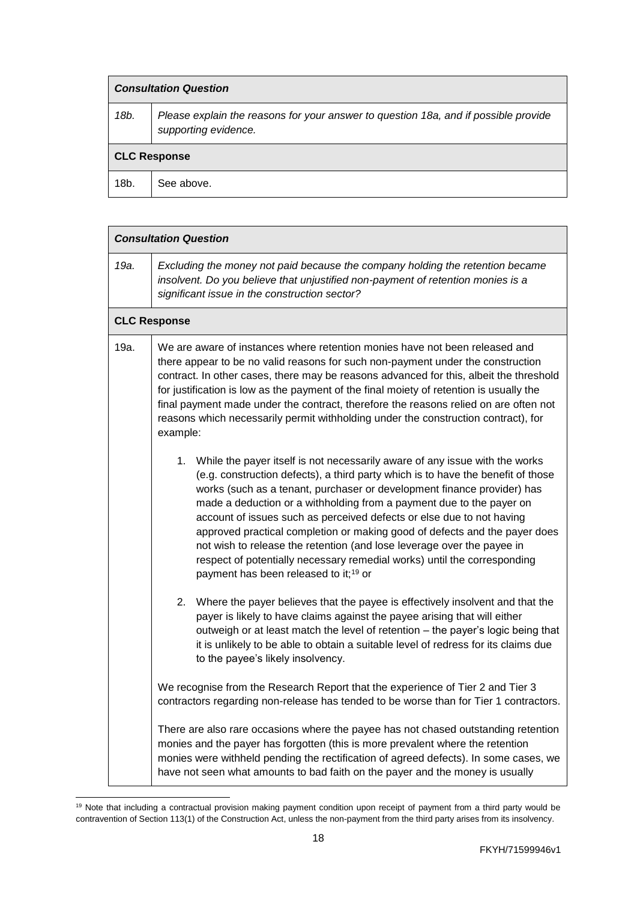| *Consultation Question* | |
|---|---|
| *18b.* | *Please explain the reasons for your answer to question 18a, and if possible provide supporting evidence.* |
| **CLC Response** | |
| 18b. | See above. |

| *Consultation Question* | |
|---|---|
| *19a.* | *Excluding the money not paid because the company holding the retention became insolvent. Do you believe that unjustified non-payment of retention monies is a significant issue in the construction sector?* |
| **CLC Response** | |
| 19a. | We are aware of instances where retention monies have not been released and there appear to be no valid reasons for such non-payment under the construction contract. In other cases, there may be reasons advanced for this, albeit the threshold for justification is low as the payment of the final moiety of retention is usually the final payment made under the contract, therefore the reasons relied on are often not reasons which necessarily permit withholding under the construction contract), for example:<br><br>1. While the payer itself is not necessarily aware of any issue with the works (e.g. construction defects), a third party which is to have the benefit of those works (such as a tenant, purchaser or development finance provider) has made a deduction or a withholding from a payment due to the payer on account of issues such as perceived defects or else due to not having approved practical completion or making good of defects and the payer does not wish to release the retention (and lose leverage over the payee in respect of potentially necessary remedial works) until the corresponding payment has been released to it;[19] or<br><br>2. Where the payer believes that the payee is effectively insolvent and that the payer is likely to have claims against the payee arising that will either outweigh or at least match the level of retention – the payer's logic being that it is unlikely to be able to obtain a suitable level of redress for its claims due to the payee's likely insolvency.<br><br>We recognise from the Research Report that the experience of Tier 2 and Tier 3 contractors regarding non-release has tended to be worse than for Tier 1 contractors.<br><br>There are also rare occasions where the payee has not chased outstanding retention monies and the payer has forgotten (this is more prevalent where the retention monies were withheld pending the rectification of agreed defects). In some cases, we have not seen what amounts to bad faith on the payer and the money is usually |

[19] Note that including a contractual provision making payment condition upon receipt of payment from a third party would be contravention of Section 113(1) of the Construction Act, unless the non-payment from the third party arises from its insolvency.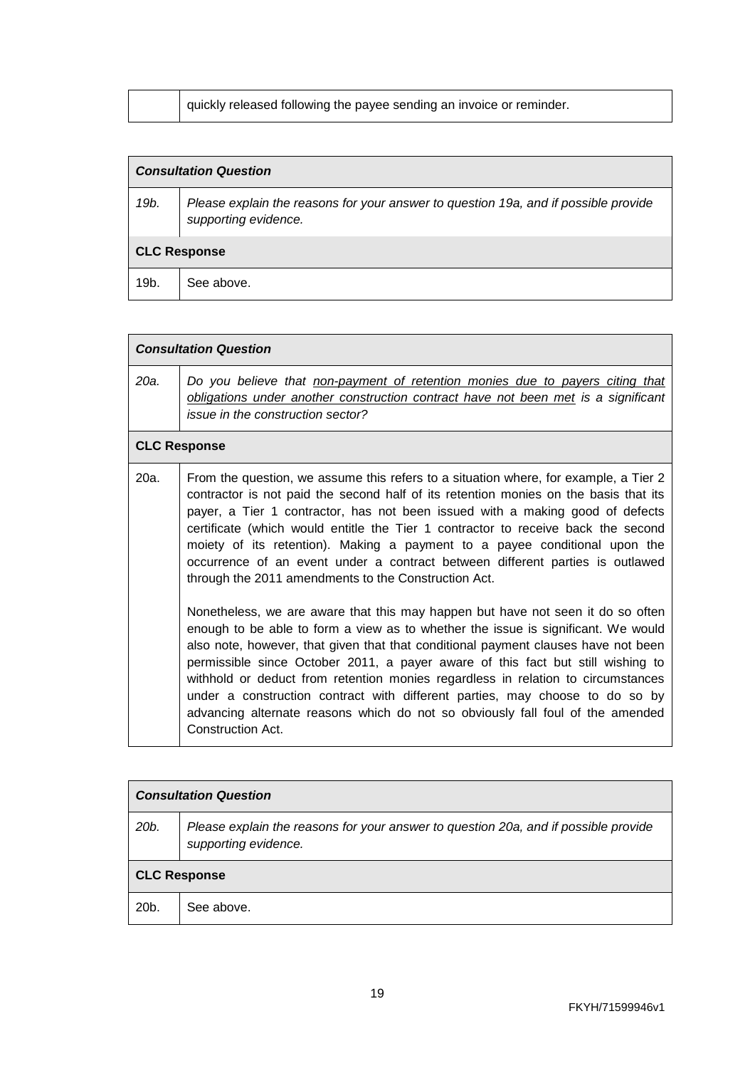| | quickly released following the payee sending an invoice or reminder. |
|---|---|

| ***Consultation Question*** | |
|---|---|
| *19b.* | *Please explain the reasons for your answer to question 19a, and if possible provide supporting evidence.* |
| **CLC Response** | |
| 19b. | See above. |

| ***Consultation Question*** | |
|---|---|
| *20a.* | *Do you believe that non-payment of retention monies due to payers citing that obligations under another construction contract have not been met is a significant issue in the construction sector?* |
| **CLC Response** | |
| 20a. | From the question, we assume this refers to a situation where, for example, a Tier 2 contractor is not paid the second half of its retention monies on the basis that its payer, a Tier 1 contractor, has not been issued with a making good of defects certificate (which would entitle the Tier 1 contractor to receive back the second moiety of its retention). Making a payment to a payee conditional upon the occurrence of an event under a contract between different parties is outlawed through the 2011 amendments to the Construction Act.<br><br>Nonetheless, we are aware that this may happen but have not seen it do so often enough to be able to form a view as to whether the issue is significant. We would also note, however, that given that that conditional payment clauses have not been permissible since October 2011, a payer aware of this fact but still wishing to withhold or deduct from retention monies regardless in relation to circumstances under a construction contract with different parties, may choose to do so by advancing alternate reasons which do not so obviously fall foul of the amended Construction Act. |

| ***Consultation Question*** | |
|---|---|
| *20b.* | *Please explain the reasons for your answer to question 20a, and if possible provide supporting evidence.* |
| **CLC Response** | |
| 20b. | See above. |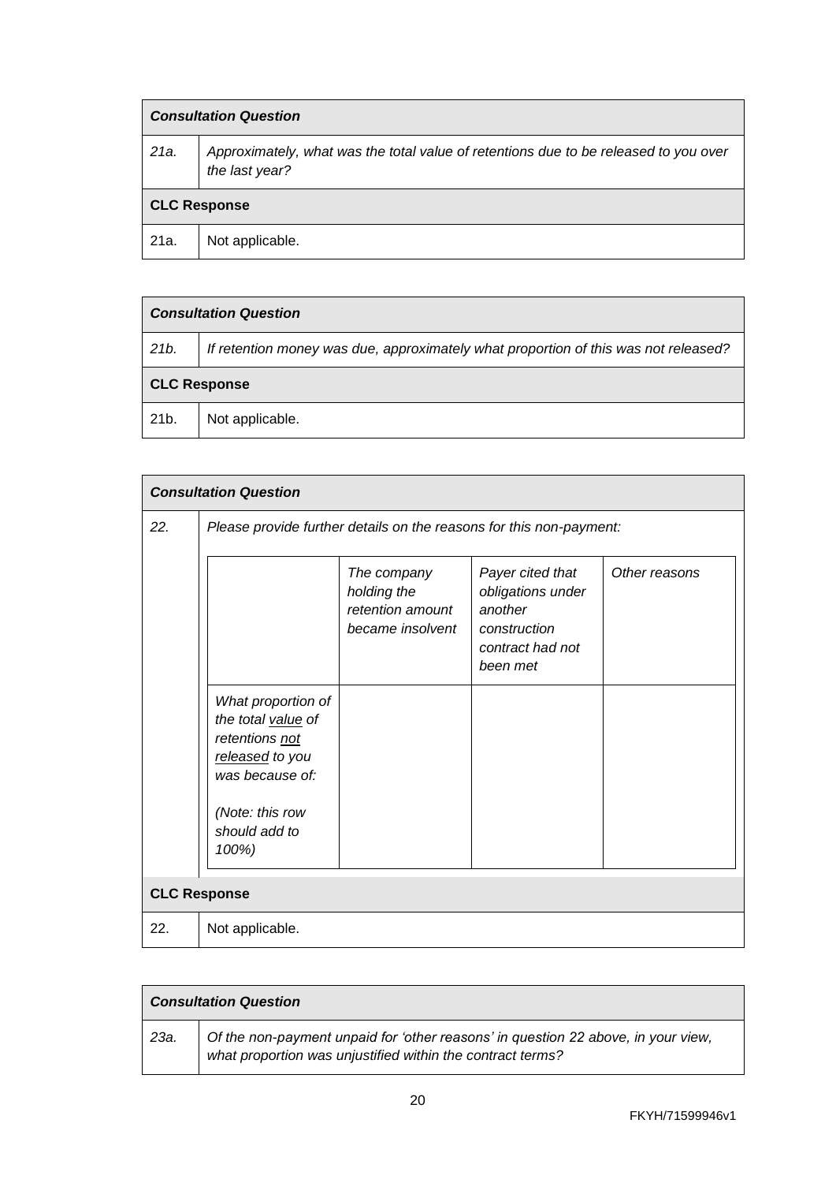| ***Consultation Question*** | |
|---|---|
| *21a.* | *Approximately, what was the total value of retentions due to be released to you over the last year?* |
| **CLC Response** | |
| 21a. | Not applicable. |

| ***Consultation Question*** | |
|---|---|
| *21b.* | *If retention money was due, approximately what proportion of this was not released?* |
| **CLC Response** | |
| 21b. | Not applicable. |

| ***Consultation Question*** | |
|---|---|
| *22.* | *Please provide further details on the reasons for this non-payment:* |

| | *The company holding the retention amount became insolvent* | *Payer cited that obligations under another construction contract had not been met* | *Other reasons* |
|---|---|---|---|
| *What proportion of the total value of retentions not released to you was because of:*<br><br>*(Note: this row should add to 100%)* | | | |

| **CLC Response** | |
|---|---|
| 22. | Not applicable. |

| ***Consultation Question*** | |
|---|---|
| *23a.* | *Of the non-payment unpaid for 'other reasons' in question 22 above, in your view, what proportion was unjustified within the contract terms?* |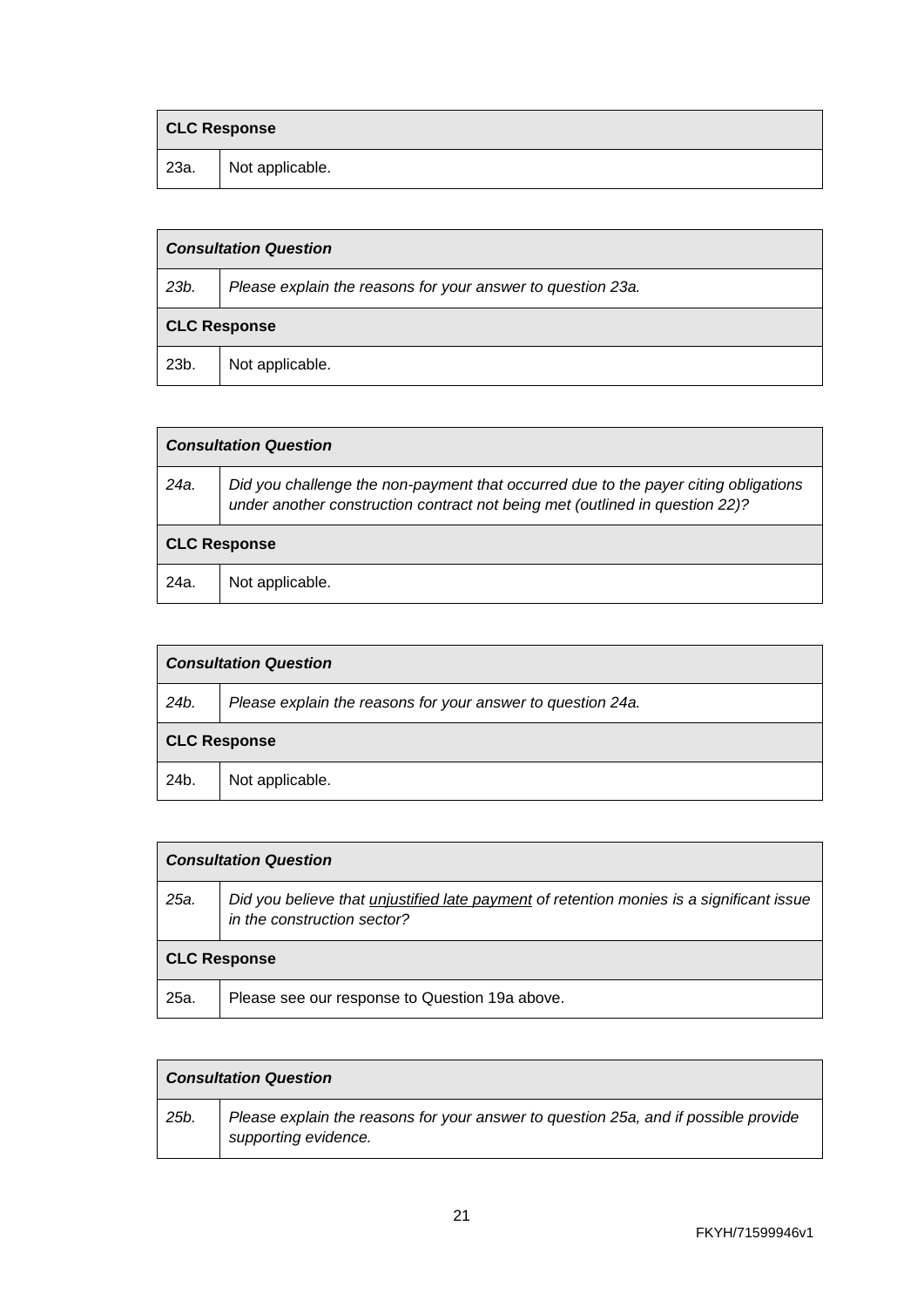| **CLC Response** | |
|---|---|
| 23a. | Not applicable. |

| ***Consultation Question*** | |
|---|---|
| *23b.* | *Please explain the reasons for your answer to question 23a.* |
| **CLC Response** | |
| 23b. | Not applicable. |

| ***Consultation Question*** | |
|---|---|
| *24a.* | *Did you challenge the non-payment that occurred due to the payer citing obligations under another construction contract not being met (outlined in question 22)?* |
| **CLC Response** | |
| 24a. | Not applicable. |

| ***Consultation Question*** | |
|---|---|
| *24b.* | *Please explain the reasons for your answer to question 24a.* |
| **CLC Response** | |
| 24b. | Not applicable. |

| ***Consultation Question*** | |
|---|---|
| *25a.* | *Did you believe that <u>unjustified late payment</u> of retention monies is a significant issue in the construction sector?* |
| **CLC Response** | |
| 25a. | Please see our response to Question 19a above. |

| ***Consultation Question*** | |
|---|---|
| *25b.* | *Please explain the reasons for your answer to question 25a, and if possible provide supporting evidence.* |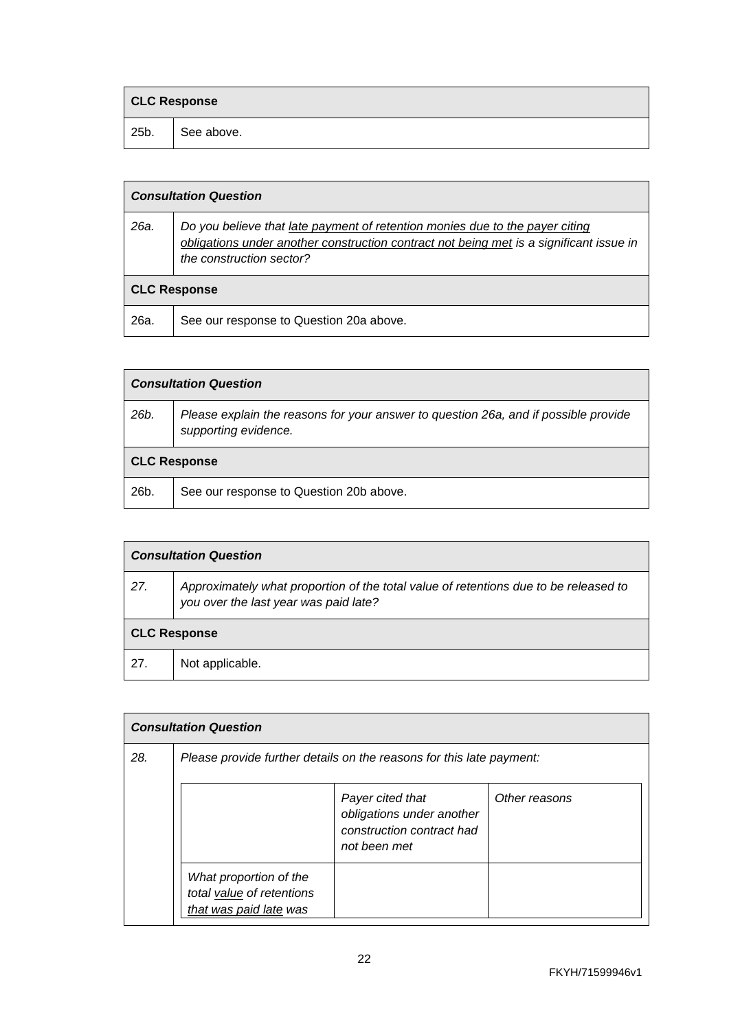| **CLC Response** | |
|---|---|
| 25b. | See above. |

| ***Consultation Question*** | |
|---|---|
| *26a.* | *Do you believe that late payment of retention monies due to the payer citing obligations under another construction contract not being met is a significant issue in the construction sector?* |
| **CLC Response** | |
| 26a. | See our response to Question 20a above. |

| ***Consultation Question*** | |
|---|---|
| *26b.* | *Please explain the reasons for your answer to question 26a, and if possible provide supporting evidence.* |
| **CLC Response** | |
| 26b. | See our response to Question 20b above. |

| ***Consultation Question*** | |
|---|---|
| *27.* | *Approximately what proportion of the total value of retentions due to be released to you over the last year was paid late?* |
| **CLC Response** | |
| 27. | Not applicable. |

| ***Consultation Question*** | |
|---|---|
| *28.* | *Please provide further details on the reasons for this late payment:* |

| | *Payer cited that obligations under another construction contract had not been met* | *Other reasons* |
|---|---|---|
| *What proportion of the total value of retentions that was paid late was* | | |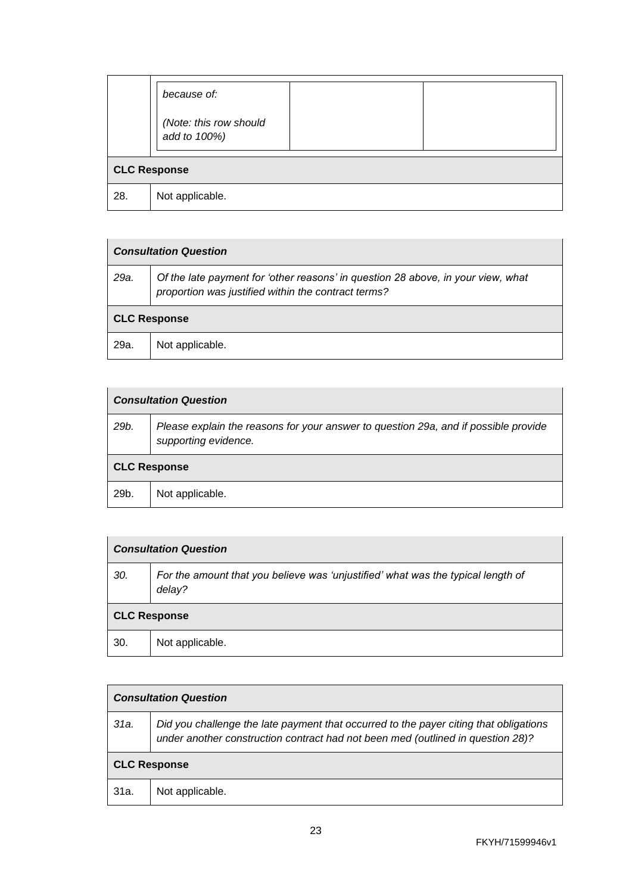| | because of:<br><br>*(Note: this row should add to 100%)* | | |
|---|---|---|---|
| **CLC Response** | | | |
| 28. | Not applicable. | | |

| ***Consultation Question*** | |
|---|---|
| *29a.* | *Of the late payment for 'other reasons' in question 28 above, in your view, what proportion was justified within the contract terms?* |
| **CLC Response** | |
| 29a. | Not applicable. |

| ***Consultation Question*** | |
|---|---|
| *29b.* | *Please explain the reasons for your answer to question 29a, and if possible provide supporting evidence.* |
| **CLC Response** | |
| 29b. | Not applicable. |

| ***Consultation Question*** | |
|---|---|
| *30.* | *For the amount that you believe was 'unjustified' what was the typical length of delay?* |
| **CLC Response** | |
| 30. | Not applicable. |

| ***Consultation Question*** | |
|---|---|
| *31a.* | *Did you challenge the late payment that occurred to the payer citing that obligations under another construction contract had not been med (outlined in question 28)?* |
| **CLC Response** | |
| 31a. | Not applicable. |

FKYH/71599946v1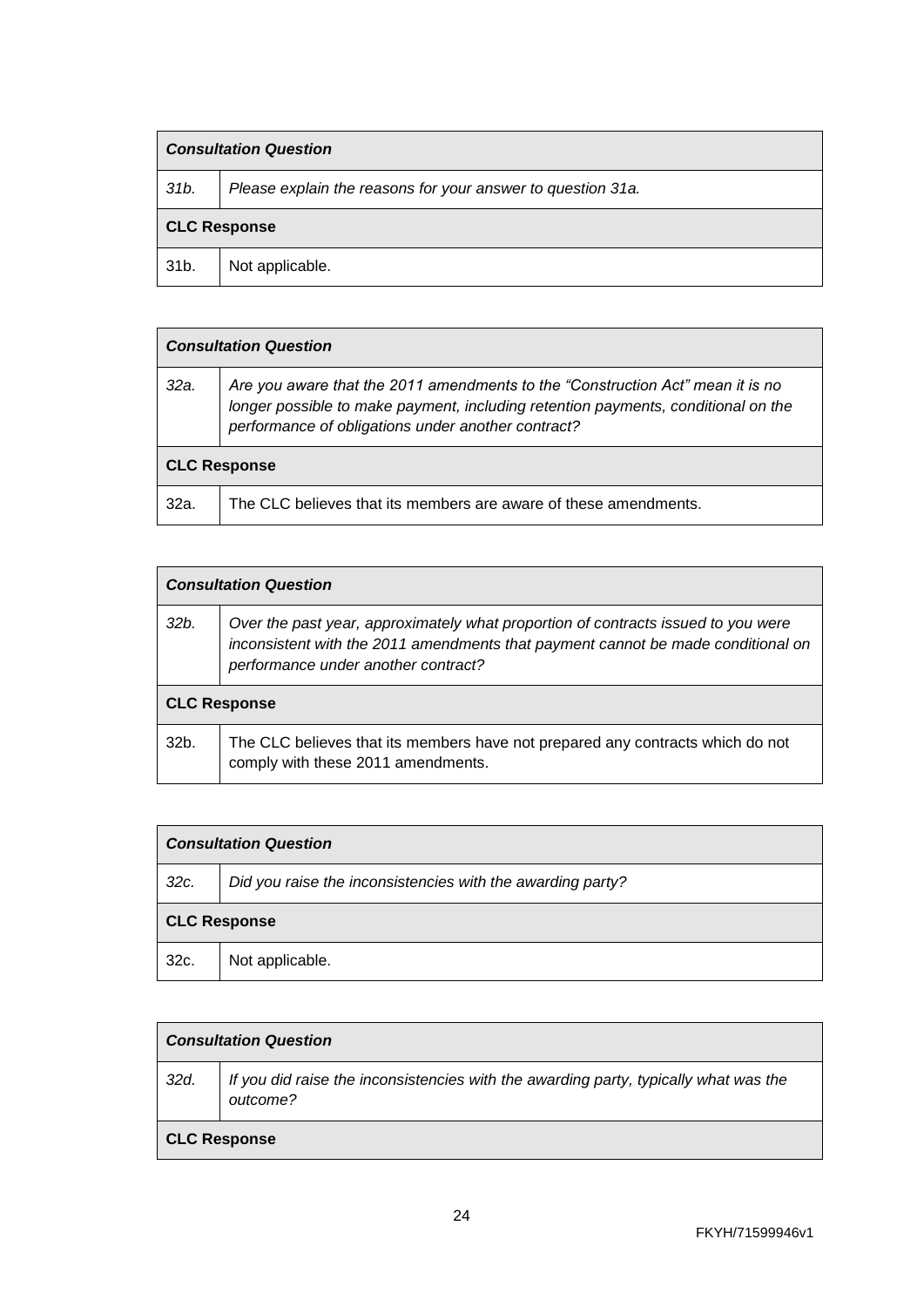| ***Consultation Question*** | |
|---|---|
| *31b.* | *Please explain the reasons for your answer to question 31a.* |
| **CLC Response** | |
| 31b. | Not applicable. |

| ***Consultation Question*** | |
|---|---|
| *32a.* | *Are you aware that the 2011 amendments to the "Construction Act" mean it is no longer possible to make payment, including retention payments, conditional on the performance of obligations under another contract?* |
| **CLC Response** | |
| 32a. | The CLC believes that its members are aware of these amendments. |

| ***Consultation Question*** | |
|---|---|
| *32b.* | *Over the past year, approximately what proportion of contracts issued to you were inconsistent with the 2011 amendments that payment cannot be made conditional on performance under another contract?* |
| **CLC Response** | |
| 32b. | The CLC believes that its members have not prepared any contracts which do not comply with these 2011 amendments. |

| ***Consultation Question*** | |
|---|---|
| *32c.* | *Did you raise the inconsistencies with the awarding party?* |
| **CLC Response** | |
| 32c. | Not applicable. |

| ***Consultation Question*** | |
|---|---|
| *32d.* | *If you did raise the inconsistencies with the awarding party, typically what was the outcome?* |
| **CLC Response** | |

FKYH/71599946v1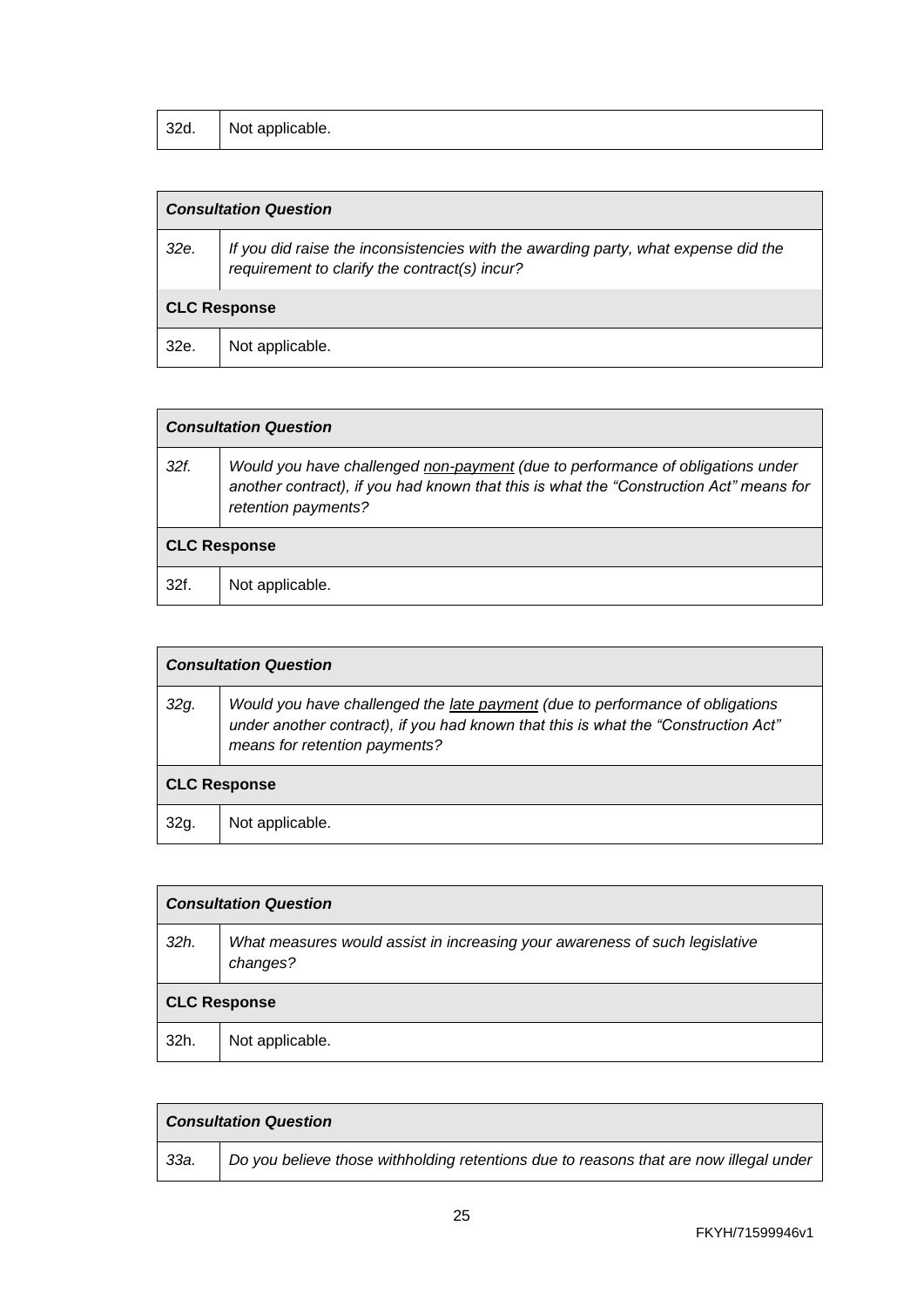| 32d. | Not applicable. |
|---|---|

| ***Consultation Question*** | |
|---|---|
| *32e.* | *If you did raise the inconsistencies with the awarding party, what expense did the requirement to clarify the contract(s) incur?* |
| **CLC Response** | |
| 32e. | Not applicable. |

| ***Consultation Question*** | |
|---|---|
| *32f.* | *Would you have challenged non-payment (due to performance of obligations under another contract), if you had known that this is what the "Construction Act" means for retention payments?* |
| **CLC Response** | |
| 32f. | Not applicable. |

| ***Consultation Question*** | |
|---|---|
| *32g.* | *Would you have challenged the late payment (due to performance of obligations under another contract), if you had known that this is what the "Construction Act" means for retention payments?* |
| **CLC Response** | |
| 32g. | Not applicable. |

| ***Consultation Question*** | |
|---|---|
| *32h.* | *What measures would assist in increasing your awareness of such legislative changes?* |
| **CLC Response** | |
| 32h. | Not applicable. |

| ***Consultation Question*** | |
|---|---|
| *33a.* | *Do you believe those withholding retentions due to reasons that are now illegal under* |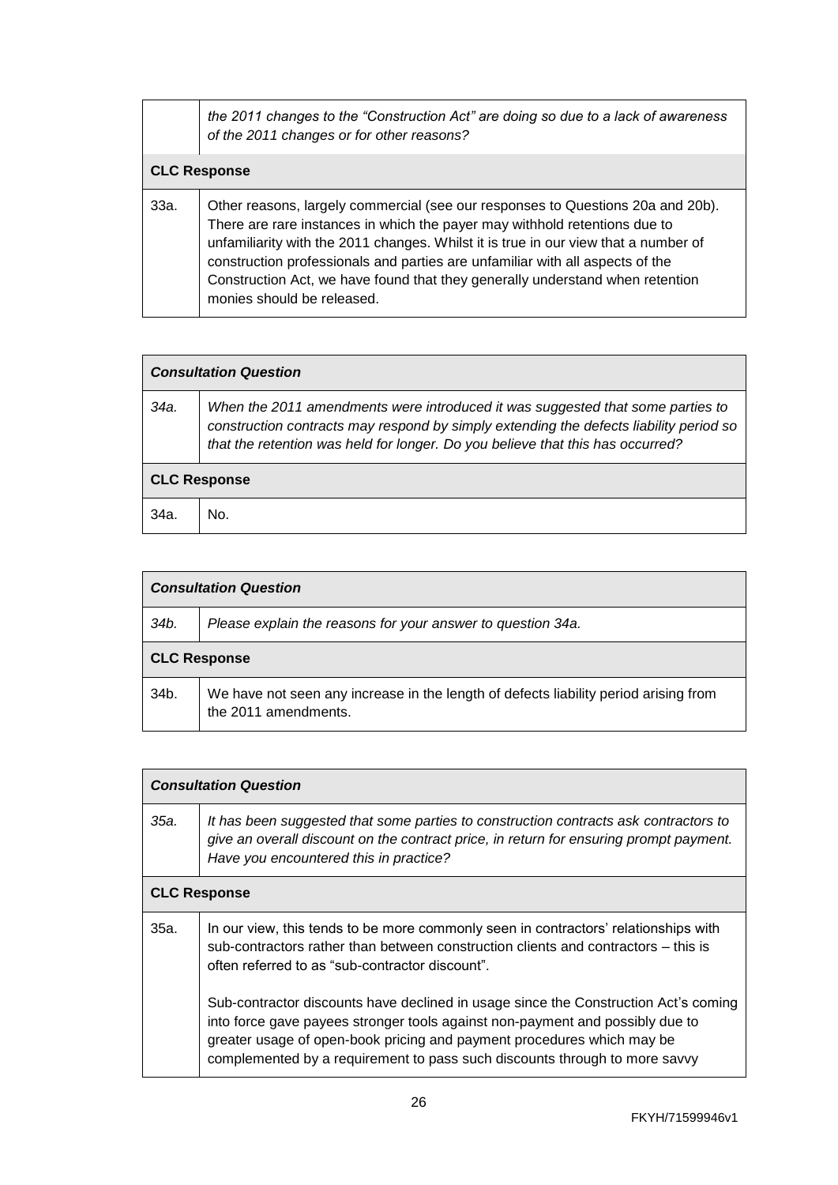| | *the 2011 changes to the "Construction Act" are doing so due to a lack of awareness of the 2011 changes or for other reasons?* |
|---|---|
| **CLC Response** | |
| 33a. | Other reasons, largely commercial (see our responses to Questions 20a and 20b). There are rare instances in which the payer may withhold retentions due to unfamiliarity with the 2011 changes. Whilst it is true in our view that a number of construction professionals and parties are unfamiliar with all aspects of the Construction Act, we have found that they generally understand when retention monies should be released. |

| ***Consultation Question*** | |
|---|---|
| *34a.* | *When the 2011 amendments were introduced it was suggested that some parties to construction contracts may respond by simply extending the defects liability period so that the retention was held for longer. Do you believe that this has occurred?* |
| **CLC Response** | |
| 34a. | No. |

| ***Consultation Question*** | |
|---|---|
| *34b.* | *Please explain the reasons for your answer to question 34a.* |
| **CLC Response** | |
| 34b. | We have not seen any increase in the length of defects liability period arising from the 2011 amendments. |

| ***Consultation Question*** | |
|---|---|
| *35a.* | *It has been suggested that some parties to construction contracts ask contractors to give an overall discount on the contract price, in return for ensuring prompt payment. Have you encountered this in practice?* |
| **CLC Response** | |
| 35a. | In our view, this tends to be more commonly seen in contractors' relationships with sub-contractors rather than between construction clients and contractors – this is often referred to as "sub-contractor discount".<br><br>Sub-contractor discounts have declined in usage since the Construction Act's coming into force gave payees stronger tools against non-payment and possibly due to greater usage of open-book pricing and payment procedures which may be complemented by a requirement to pass such discounts through to more savvy |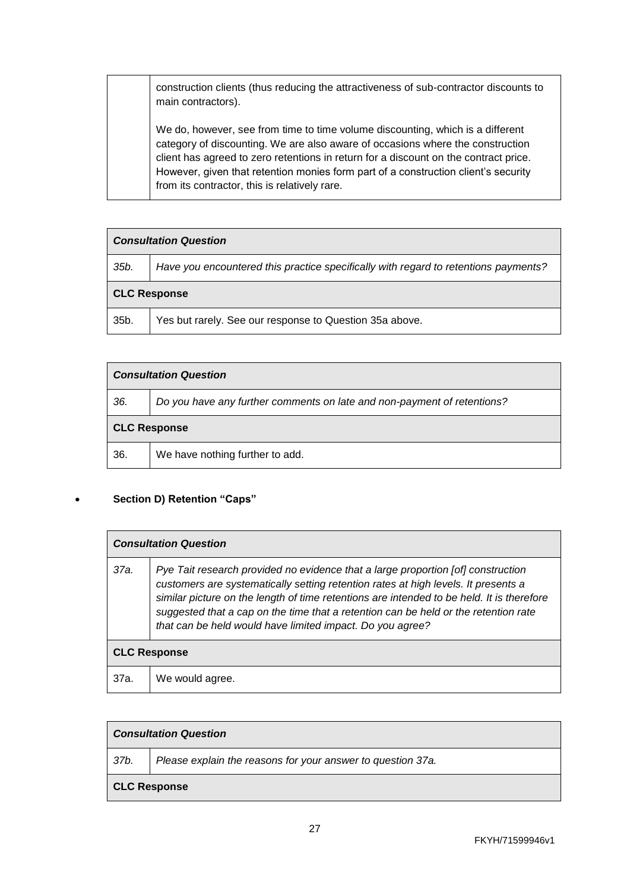| | |
|---|---|
| | construction clients (thus reducing the attractiveness of sub-contractor discounts to main contractors).<br><br>We do, however, see from time to time volume discounting, which is a different category of discounting. We are also aware of occasions where the construction client has agreed to zero retentions in return for a discount on the contract price. However, given that retention monies form part of a construction client's security from its contractor, this is relatively rare. |

| ***Consultation Question*** | |
|---|---|
| *35b.* | *Have you encountered this practice specifically with regard to retentions payments?* |
| **CLC Response** | |
| 35b. | Yes but rarely. See our response to Question 35a above. |

| ***Consultation Question*** | |
|---|---|
| *36.* | *Do you have any further comments on late and non-payment of retentions?* |
| **CLC Response** | |
| 36. | We have nothing further to add. |

- **Section D) Retention "Caps"**

| ***Consultation Question*** | |
|---|---|
| *37a.* | *Pye Tait research provided no evidence that a large proportion [of] construction customers are systematically setting retention rates at high levels. It presents a similar picture on the length of time retentions are intended to be held. It is therefore suggested that a cap on the time that a retention can be held or the retention rate that can be held would have limited impact. Do you agree?* |
| **CLC Response** | |
| 37a. | We would agree. |

| ***Consultation Question*** | |
|---|---|
| *37b.* | *Please explain the reasons for your answer to question 37a.* |
| **CLC Response** | |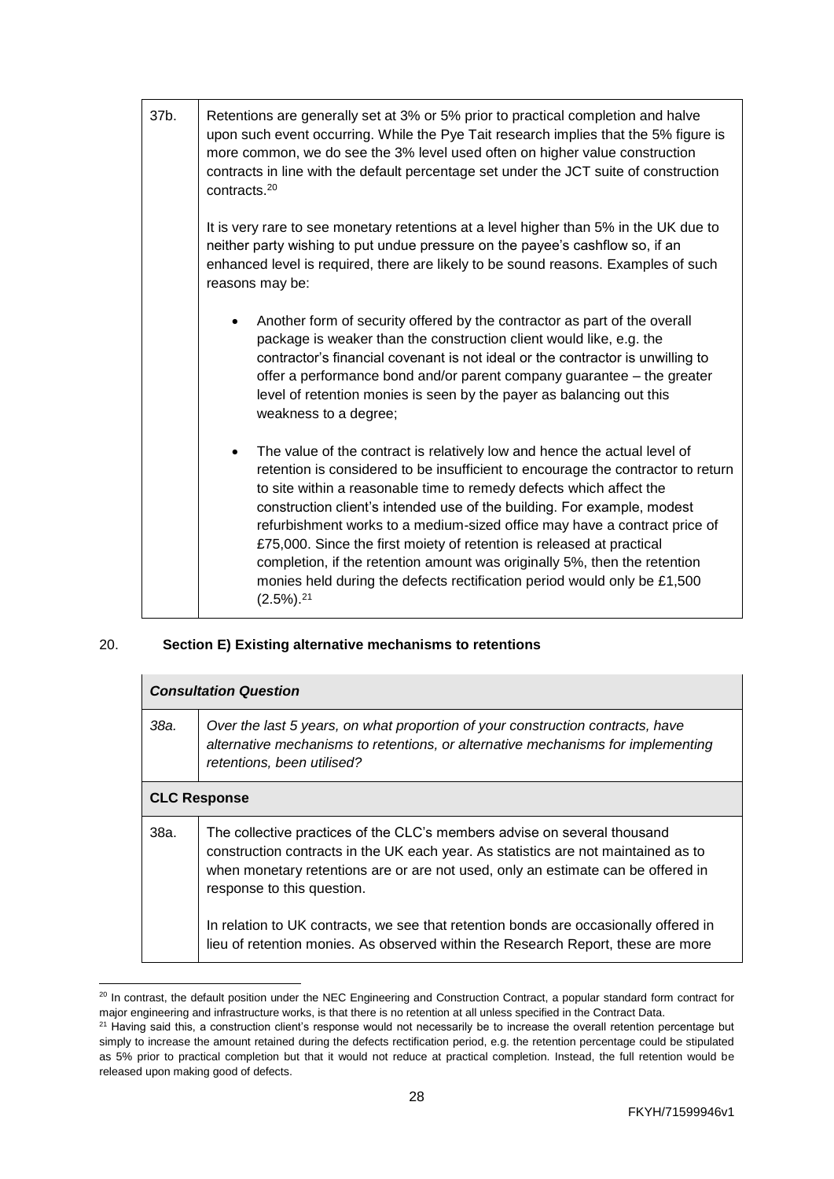| | |
|---|---|
| 37b. | Retentions are generally set at 3% or 5% prior to practical completion and halve upon such event occurring. While the Pye Tait research implies that the 5% figure is more common, we do see the 3% level used often on higher value construction contracts in line with the default percentage set under the JCT suite of construction contracts.[20]<br><br>It is very rare to see monetary retentions at a level higher than 5% in the UK due to neither party wishing to put undue pressure on the payee's cashflow so, if an enhanced level is required, there are likely to be sound reasons. Examples of such reasons may be:<br><br>• Another form of security offered by the contractor as part of the overall package is weaker than the construction client would like, e.g. the contractor's financial covenant is not ideal or the contractor is unwilling to offer a performance bond and/or parent company guarantee – the greater level of retention monies is seen by the payer as balancing out this weakness to a degree;<br><br>• The value of the contract is relatively low and hence the actual level of retention is considered to be insufficient to encourage the contractor to return to site within a reasonable time to remedy defects which affect the construction client's intended use of the building. For example, modest refurbishment works to a medium-sized office may have a contract price of £75,000. Since the first moiety of retention is released at practical completion, if the retention amount was originally 5%, then the retention monies held during the defects rectification period would only be £1,500 (2.5%).[21] |

20. **Section E) Existing alternative mechanisms to retentions**

| ***Consultation Question*** | |
|---|---|
| *38a.* | *Over the last 5 years, on what proportion of your construction contracts, have alternative mechanisms to retentions, or alternative mechanisms for implementing retentions, been utilised?* |
| **CLC Response** | |
| 38a. | The collective practices of the CLC's members advise on several thousand construction contracts in the UK each year. As statistics are not maintained as to when monetary retentions are or are not used, only an estimate can be offered in response to this question.<br><br>In relation to UK contracts, we see that retention bonds are occasionally offered in lieu of retention monies. As observed within the Research Report, these are more |

[20] In contrast, the default position under the NEC Engineering and Construction Contract, a popular standard form contract for major engineering and infrastructure works, is that there is no retention at all unless specified in the Contract Data.

[21] Having said this, a construction client's response would not necessarily be to increase the overall retention percentage but simply to increase the amount retained during the defects rectification period, e.g. the retention percentage could be stipulated as 5% prior to practical completion but that it would not reduce at practical completion. Instead, the full retention would be released upon making good of defects.

FKYH/71599946v1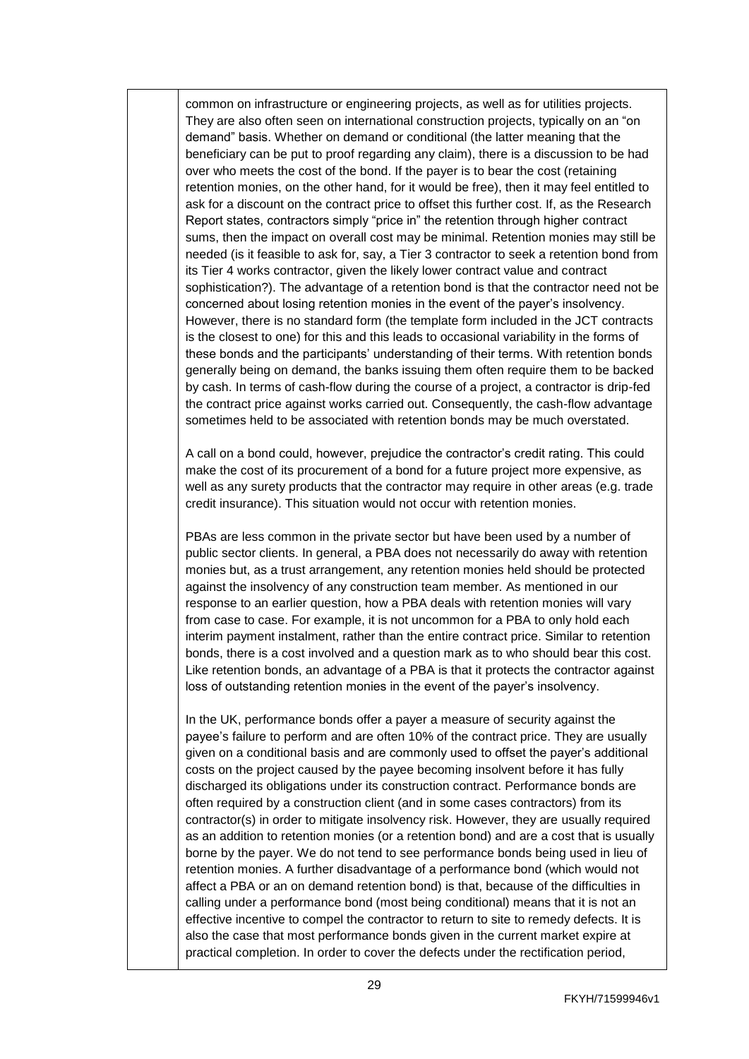common on infrastructure or engineering projects, as well as for utilities projects. They are also often seen on international construction projects, typically on an "on demand" basis. Whether on demand or conditional (the latter meaning that the beneficiary can be put to proof regarding any claim), there is a discussion to be had over who meets the cost of the bond. If the payer is to bear the cost (retaining retention monies, on the other hand, for it would be free), then it may feel entitled to ask for a discount on the contract price to offset this further cost. If, as the Research Report states, contractors simply "price in" the retention through higher contract sums, then the impact on overall cost may be minimal. Retention monies may still be needed (is it feasible to ask for, say, a Tier 3 contractor to seek a retention bond from its Tier 4 works contractor, given the likely lower contract value and contract sophistication?). The advantage of a retention bond is that the contractor need not be concerned about losing retention monies in the event of the payer's insolvency. However, there is no standard form (the template form included in the JCT contracts is the closest to one) for this and this leads to occasional variability in the forms of these bonds and the participants' understanding of their terms. With retention bonds generally being on demand, the banks issuing them often require them to be backed by cash. In terms of cash-flow during the course of a project, a contractor is drip-fed the contract price against works carried out. Consequently, the cash-flow advantage sometimes held to be associated with retention bonds may be much overstated.

A call on a bond could, however, prejudice the contractor's credit rating. This could make the cost of its procurement of a bond for a future project more expensive, as well as any surety products that the contractor may require in other areas (e.g. trade credit insurance). This situation would not occur with retention monies.

PBAs are less common in the private sector but have been used by a number of public sector clients. In general, a PBA does not necessarily do away with retention monies but, as a trust arrangement, any retention monies held should be protected against the insolvency of any construction team member. As mentioned in our response to an earlier question, how a PBA deals with retention monies will vary from case to case. For example, it is not uncommon for a PBA to only hold each interim payment instalment, rather than the entire contract price. Similar to retention bonds, there is a cost involved and a question mark as to who should bear this cost. Like retention bonds, an advantage of a PBA is that it protects the contractor against loss of outstanding retention monies in the event of the payer's insolvency.

In the UK, performance bonds offer a payer a measure of security against the payee's failure to perform and are often 10% of the contract price. They are usually given on a conditional basis and are commonly used to offset the payer's additional costs on the project caused by the payee becoming insolvent before it has fully discharged its obligations under its construction contract. Performance bonds are often required by a construction client (and in some cases contractors) from its contractor(s) in order to mitigate insolvency risk. However, they are usually required as an addition to retention monies (or a retention bond) and are a cost that is usually borne by the payer. We do not tend to see performance bonds being used in lieu of retention monies. A further disadvantage of a performance bond (which would not affect a PBA or an on demand retention bond) is that, because of the difficulties in calling under a performance bond (most being conditional) means that it is not an effective incentive to compel the contractor to return to site to remedy defects. It is also the case that most performance bonds given in the current market expire at practical completion. In order to cover the defects under the rectification period,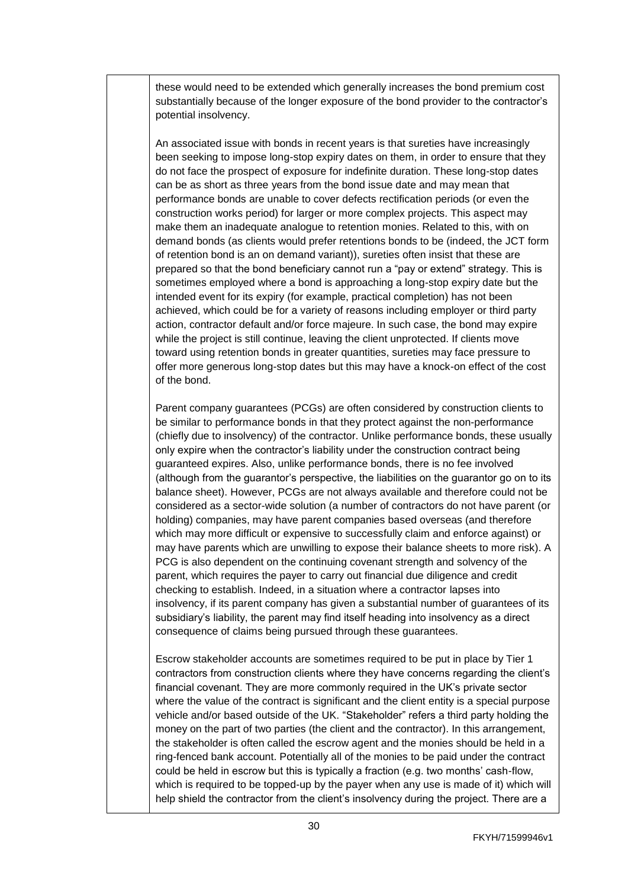these would need to be extended which generally increases the bond premium cost substantially because of the longer exposure of the bond provider to the contractor's potential insolvency.

An associated issue with bonds in recent years is that sureties have increasingly been seeking to impose long-stop expiry dates on them, in order to ensure that they do not face the prospect of exposure for indefinite duration. These long-stop dates can be as short as three years from the bond issue date and may mean that performance bonds are unable to cover defects rectification periods (or even the construction works period) for larger or more complex projects. This aspect may make them an inadequate analogue to retention monies. Related to this, with on demand bonds (as clients would prefer retentions bonds to be (indeed, the JCT form of retention bond is an on demand variant)), sureties often insist that these are prepared so that the bond beneficiary cannot run a "pay or extend" strategy. This is sometimes employed where a bond is approaching a long-stop expiry date but the intended event for its expiry (for example, practical completion) has not been achieved, which could be for a variety of reasons including employer or third party action, contractor default and/or force majeure. In such case, the bond may expire while the project is still continue, leaving the client unprotected. If clients move toward using retention bonds in greater quantities, sureties may face pressure to offer more generous long-stop dates but this may have a knock-on effect of the cost of the bond.

Parent company guarantees (PCGs) are often considered by construction clients to be similar to performance bonds in that they protect against the non-performance (chiefly due to insolvency) of the contractor. Unlike performance bonds, these usually only expire when the contractor's liability under the construction contract being guaranteed expires. Also, unlike performance bonds, there is no fee involved (although from the guarantor's perspective, the liabilities on the guarantor go on to its balance sheet). However, PCGs are not always available and therefore could not be considered as a sector-wide solution (a number of contractors do not have parent (or holding) companies, may have parent companies based overseas (and therefore which may more difficult or expensive to successfully claim and enforce against) or may have parents which are unwilling to expose their balance sheets to more risk). A PCG is also dependent on the continuing covenant strength and solvency of the parent, which requires the payer to carry out financial due diligence and credit checking to establish. Indeed, in a situation where a contractor lapses into insolvency, if its parent company has given a substantial number of guarantees of its subsidiary's liability, the parent may find itself heading into insolvency as a direct consequence of claims being pursued through these guarantees.

Escrow stakeholder accounts are sometimes required to be put in place by Tier 1 contractors from construction clients where they have concerns regarding the client's financial covenant. They are more commonly required in the UK's private sector where the value of the contract is significant and the client entity is a special purpose vehicle and/or based outside of the UK. "Stakeholder" refers a third party holding the money on the part of two parties (the client and the contractor). In this arrangement, the stakeholder is often called the escrow agent and the monies should be held in a ring-fenced bank account. Potentially all of the monies to be paid under the contract could be held in escrow but this is typically a fraction (e.g. two months' cash-flow, which is required to be topped-up by the payer when any use is made of it) which will help shield the contractor from the client's insolvency during the project. There are a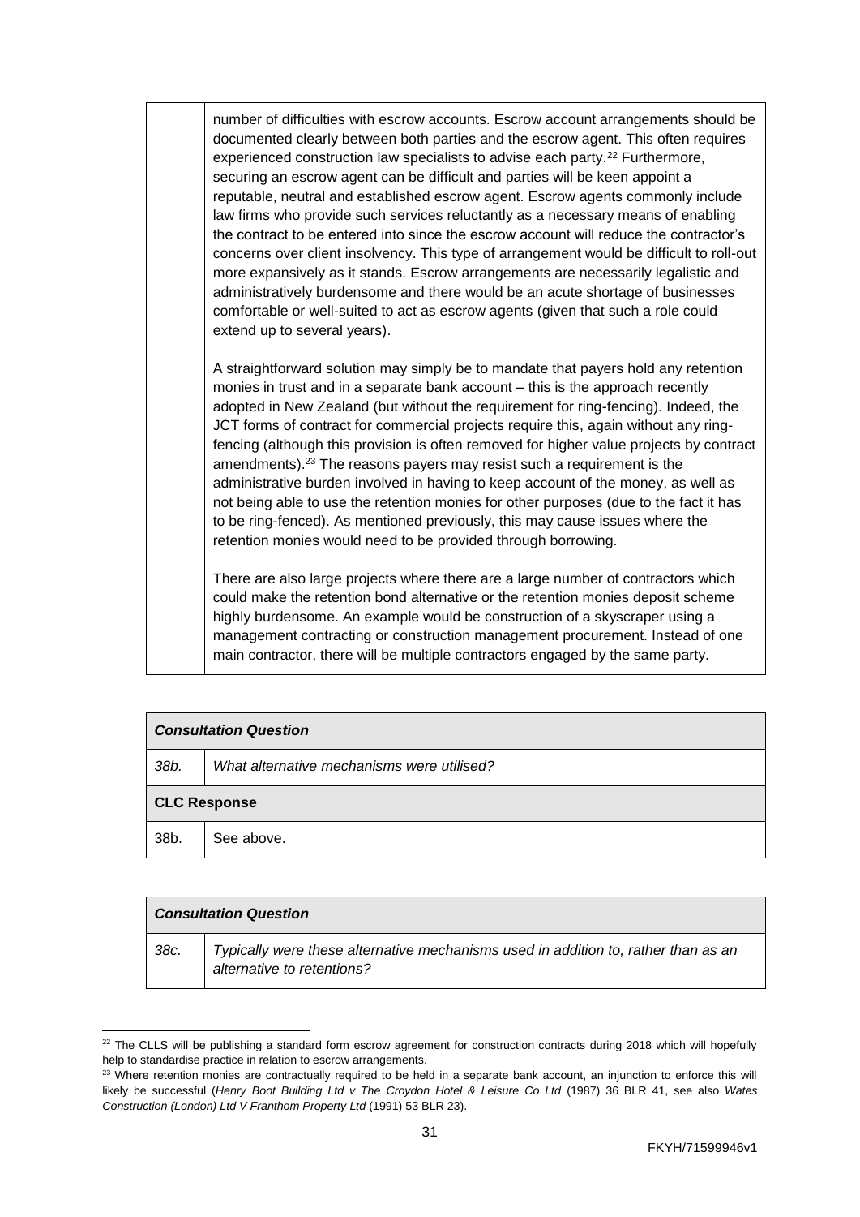| | |
|---|---|
| | number of difficulties with escrow accounts. Escrow account arrangements should be documented clearly between both parties and the escrow agent. This often requires experienced construction law specialists to advise each party.[22] Furthermore, securing an escrow agent can be difficult and parties will be keen appoint a reputable, neutral and established escrow agent. Escrow agents commonly include law firms who provide such services reluctantly as a necessary means of enabling the contract to be entered into since the escrow account will reduce the contractor's concerns over client insolvency. This type of arrangement would be difficult to roll-out more expansively as it stands. Escrow arrangements are necessarily legalistic and administratively burdensome and there would be an acute shortage of businesses comfortable or well-suited to act as escrow agents (given that such a role could extend up to several years).<br><br>A straightforward solution may simply be to mandate that payers hold any retention monies in trust and in a separate bank account – this is the approach recently adopted in New Zealand (but without the requirement for ring-fencing). Indeed, the JCT forms of contract for commercial projects require this, again without any ring-fencing (although this provision is often removed for higher value projects by contract amendments).[23] The reasons payers may resist such a requirement is the administrative burden involved in having to keep account of the money, as well as not being able to use the retention monies for other purposes (due to the fact it has to be ring-fenced). As mentioned previously, this may cause issues where the retention monies would need to be provided through borrowing.<br><br>There are also large projects where there are a large number of contractors which could make the retention bond alternative or the retention monies deposit scheme highly burdensome. An example would be construction of a skyscraper using a management contracting or construction management procurement. Instead of one main contractor, there will be multiple contractors engaged by the same party. |

| ***Consultation Question*** | |
|---|---|
| *38b.* | *What alternative mechanisms were utilised?* |
| **CLC Response** | |
| 38b. | See above. |

| ***Consultation Question*** | |
|---|---|
| *38c.* | *Typically were these alternative mechanisms used in addition to, rather than as an alternative to retentions?* |

[22] The CLLS will be publishing a standard form escrow agreement for construction contracts during 2018 which will hopefully help to standardise practice in relation to escrow arrangements.

[23] Where retention monies are contractually required to be held in a separate bank account, an injunction to enforce this will likely be successful (*Henry Boot Building Ltd v The Croydon Hotel & Leisure Co Ltd* (1987) 36 BLR 41, see also *Wates Construction (London) Ltd V Franthom Property Ltd* (1991) 53 BLR 23).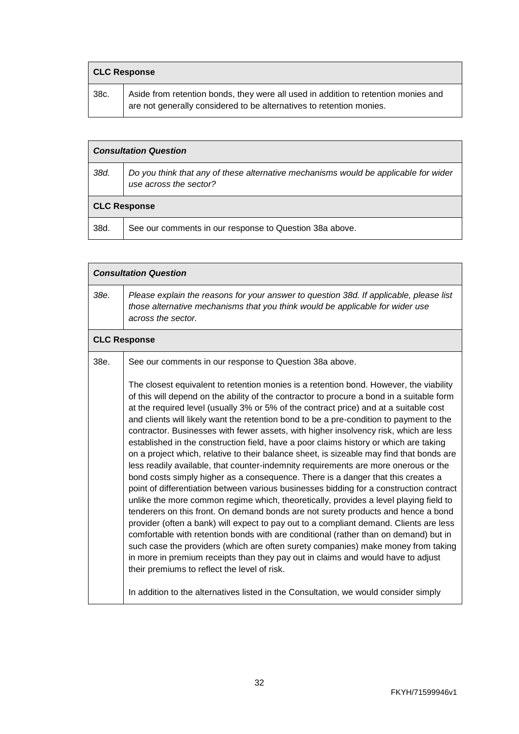| **CLC Response** | |
|---|---|
| 38c. | Aside from retention bonds, they were all used in addition to retention monies and are not generally considered to be alternatives to retention monies. |

| ***Consultation Question*** | |
|---|---|
| *38d.* | *Do you think that any of these alternative mechanisms would be applicable for wider use across the sector?* |
| **CLC Response** | |
| 38d. | See our comments in our response to Question 38a above. |

| ***Consultation Question*** | |
|---|---|
| *38e.* | *Please explain the reasons for your answer to question 38d. If applicable, please list those alternative mechanisms that you think would be applicable for wider use across the sector.* |
| **CLC Response** | |
| 38e. | See our comments in our response to Question 38a above.<br><br>The closest equivalent to retention monies is a retention bond. However, the viability of this will depend on the ability of the contractor to procure a bond in a suitable form at the required level (usually 3% or 5% of the contract price) and at a suitable cost and clients will likely want the retention bond to be a pre-condition to payment to the contractor. Businesses with fewer assets, with higher insolvency risk, which are less established in the construction field, have a poor claims history or which are taking on a project which, relative to their balance sheet, is sizeable may find that bonds are less readily available, that counter-indemnity requirements are more onerous or the bond costs simply higher as a consequence. There is a danger that this creates a point of differentiation between various businesses bidding for a construction contract unlike the more common regime which, theoretically, provides a level playing field to tenderers on this front. On demand bonds are not surety products and hence a bond provider (often a bank) will expect to pay out to a compliant demand. Clients are less comfortable with retention bonds with are conditional (rather than on demand) but in such case the providers (which are often surety companies) make money from taking in more in premium receipts than they pay out in claims and would have to adjust their premiums to reflect the level of risk.<br><br>In addition to the alternatives listed in the Consultation, we would consider simply |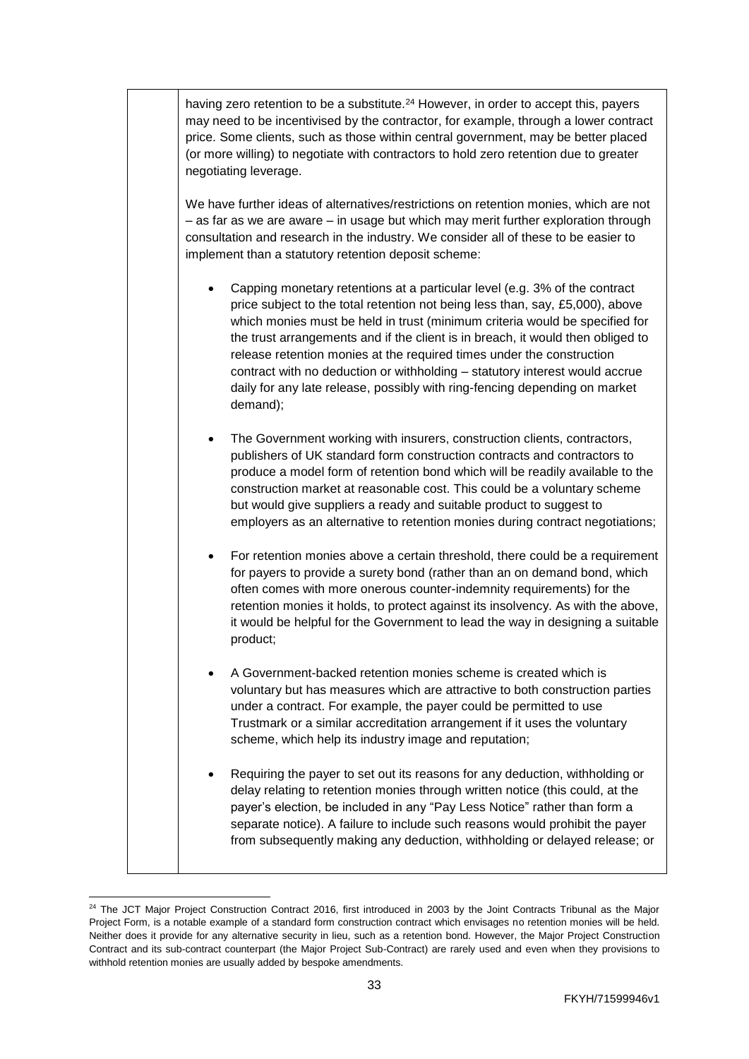having zero retention to be a substitute.[24] However, in order to accept this, payers may need to be incentivised by the contractor, for example, through a lower contract price. Some clients, such as those within central government, may be better placed (or more willing) to negotiate with contractors to hold zero retention due to greater negotiating leverage.

We have further ideas of alternatives/restrictions on retention monies, which are not – as far as we are aware – in usage but which may merit further exploration through consultation and research in the industry. We consider all of these to be easier to implement than a statutory retention deposit scheme:

- Capping monetary retentions at a particular level (e.g. 3% of the contract price subject to the total retention not being less than, say, £5,000), above which monies must be held in trust (minimum criteria would be specified for the trust arrangements and if the client is in breach, it would then obliged to release retention monies at the required times under the construction contract with no deduction or withholding – statutory interest would accrue daily for any late release, possibly with ring-fencing depending on market demand);

- The Government working with insurers, construction clients, contractors, publishers of UK standard form construction contracts and contractors to produce a model form of retention bond which will be readily available to the construction market at reasonable cost. This could be a voluntary scheme but would give suppliers a ready and suitable product to suggest to employers as an alternative to retention monies during contract negotiations;

- For retention monies above a certain threshold, there could be a requirement for payers to provide a surety bond (rather than an on demand bond, which often comes with more onerous counter-indemnity requirements) for the retention monies it holds, to protect against its insolvency. As with the above, it would be helpful for the Government to lead the way in designing a suitable product;

- A Government-backed retention monies scheme is created which is voluntary but has measures which are attractive to both construction parties under a contract. For example, the payer could be permitted to use Trustmark or a similar accreditation arrangement if it uses the voluntary scheme, which help its industry image and reputation;

- Requiring the payer to set out its reasons for any deduction, withholding or delay relating to retention monies through written notice (this could, at the payer's election, be included in any "Pay Less Notice" rather than form a separate notice). A failure to include such reasons would prohibit the payer from subsequently making any deduction, withholding or delayed release; or

[24] The JCT Major Project Construction Contract 2016, first introduced in 2003 by the Joint Contracts Tribunal as the Major Project Form, is a notable example of a standard form construction contract which envisages no retention monies will be held. Neither does it provide for any alternative security in lieu, such as a retention bond. However, the Major Project Construction Contract and its sub-contract counterpart (the Major Project Sub-Contract) are rarely used and even when they provisions to withhold retention monies are usually added by bespoke amendments.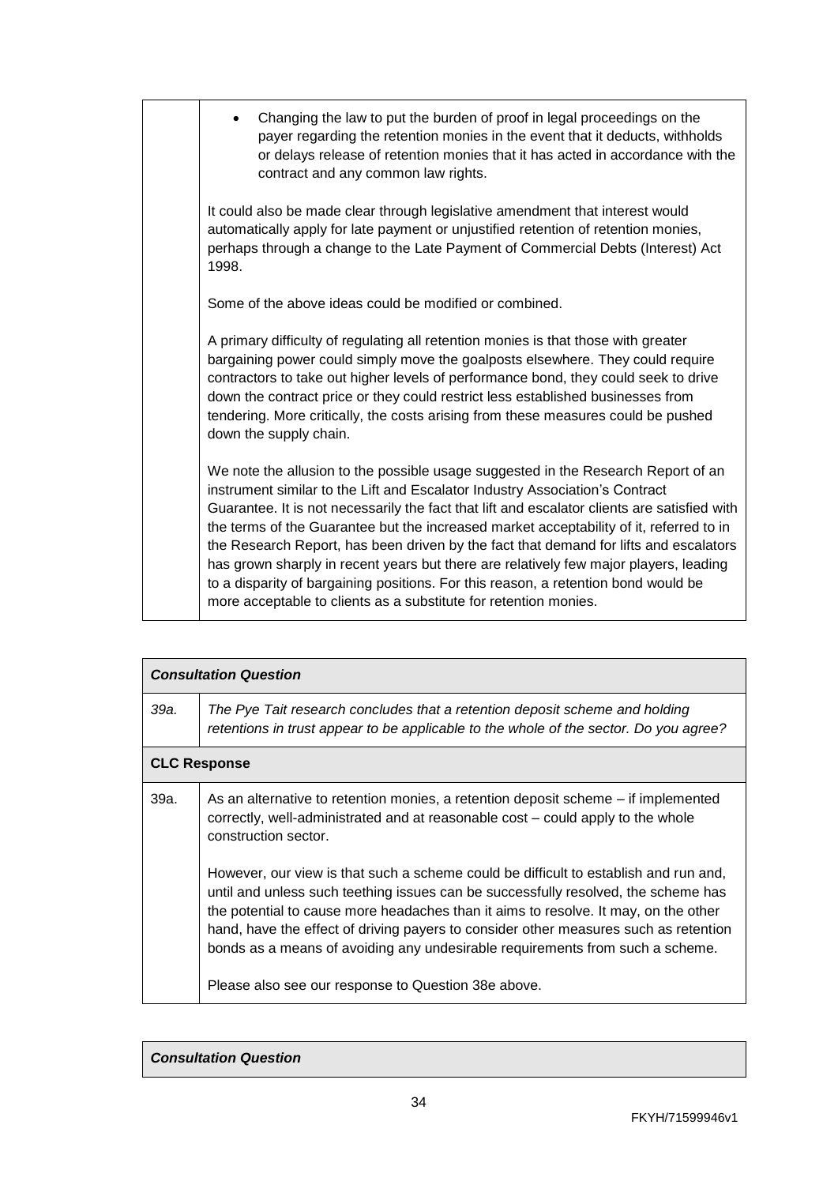| | |
|---|---|
| | • Changing the law to put the burden of proof in legal proceedings on the payer regarding the retention monies in the event that it deducts, withholds or delays release of retention monies that it has acted in accordance with the contract and any common law rights.<br><br>It could also be made clear through legislative amendment that interest would automatically apply for late payment or unjustified retention of retention monies, perhaps through a change to the Late Payment of Commercial Debts (Interest) Act 1998.<br><br>Some of the above ideas could be modified or combined.<br><br>A primary difficulty of regulating all retention monies is that those with greater bargaining power could simply move the goalposts elsewhere. They could require contractors to take out higher levels of performance bond, they could seek to drive down the contract price or they could restrict less established businesses from tendering. More critically, the costs arising from these measures could be pushed down the supply chain.<br><br>We note the allusion to the possible usage suggested in the Research Report of an instrument similar to the Lift and Escalator Industry Association's Contract Guarantee. It is not necessarily the fact that lift and escalator clients are satisfied with the terms of the Guarantee but the increased market acceptability of it, referred to in the Research Report, has been driven by the fact that demand for lifts and escalators has grown sharply in recent years but there are relatively few major players, leading to a disparity of bargaining positions. For this reason, a retention bond would be more acceptable to clients as a substitute for retention monies. |

| ***Consultation Question*** | |
|---|---|
| *39a.* | *The Pye Tait research concludes that a retention deposit scheme and holding retentions in trust appear to be applicable to the whole of the sector. Do you agree?* |
| **CLC Response** | |
| 39a. | As an alternative to retention monies, a retention deposit scheme – if implemented correctly, well-administrated and at reasonable cost – could apply to the whole construction sector.<br><br>However, our view is that such a scheme could be difficult to establish and run and, until and unless such teething issues can be successfully resolved, the scheme has the potential to cause more headaches than it aims to resolve. It may, on the other hand, have the effect of driving payers to consider other measures such as retention bonds as a means of avoiding any undesirable requirements from such a scheme.<br><br>Please also see our response to Question 38e above. |

| ***Consultation Question*** |
|---|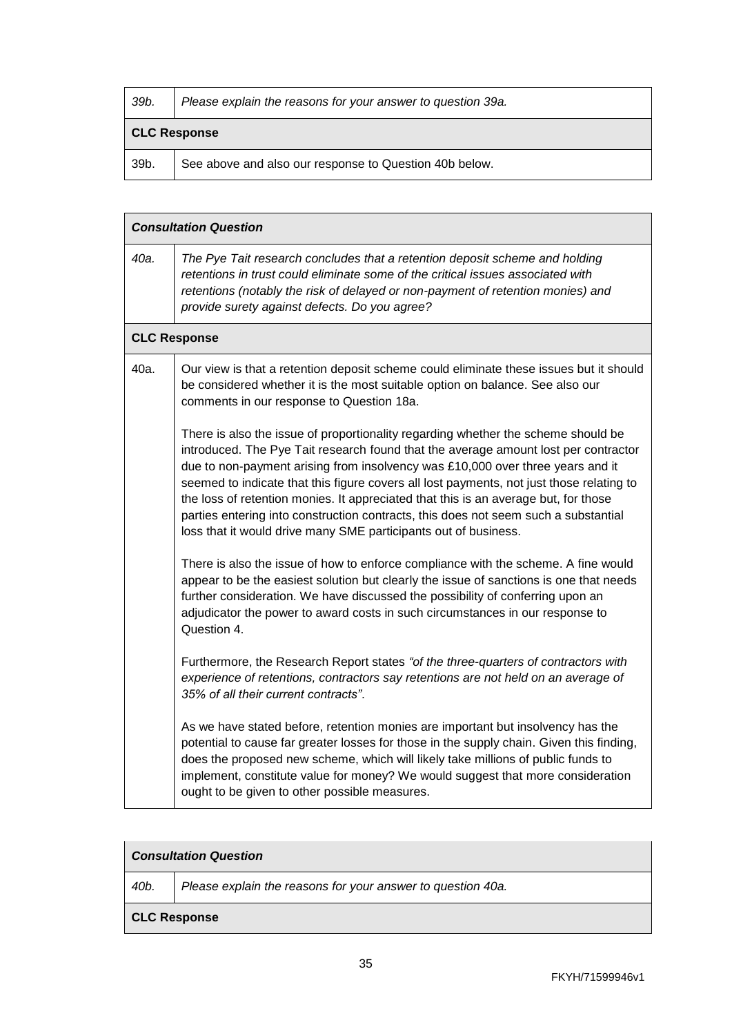| 39b. | *Please explain the reasons for your answer to question 39a.* |
|---|---|
| **CLC Response** | |
| 39b. | See above and also our response to Question 40b below. |

| ***Consultation Question*** | |
|---|---|
| *40a.* | *The Pye Tait research concludes that a retention deposit scheme and holding retentions in trust could eliminate some of the critical issues associated with retentions (notably the risk of delayed or non-payment of retention monies) and provide surety against defects. Do you agree?* |
| **CLC Response** | |
| 40a. | Our view is that a retention deposit scheme could eliminate these issues but it should be considered whether it is the most suitable option on balance. See also our comments in our response to Question 18a.<br><br>There is also the issue of proportionality regarding whether the scheme should be introduced. The Pye Tait research found that the average amount lost per contractor due to non-payment arising from insolvency was £10,000 over three years and it seemed to indicate that this figure covers all lost payments, not just those relating to the loss of retention monies. It appreciated that this is an average but, for those parties entering into construction contracts, this does not seem such a substantial loss that it would drive many SME participants out of business.<br><br>There is also the issue of how to enforce compliance with the scheme. A fine would appear to be the easiest solution but clearly the issue of sanctions is one that needs further consideration. We have discussed the possibility of conferring upon an adjudicator the power to award costs in such circumstances in our response to Question 4.<br><br>Furthermore, the Research Report states *"of the three-quarters of contractors with experience of retentions, contractors say retentions are not held on an average of 35% of all their current contracts"*.<br><br>As we have stated before, retention monies are important but insolvency has the potential to cause far greater losses for those in the supply chain. Given this finding, does the proposed new scheme, which will likely take millions of public funds to implement, constitute value for money? We would suggest that more consideration ought to be given to other possible measures. |

| ***Consultation Question*** | |
|---|---|
| *40b.* | *Please explain the reasons for your answer to question 40a.* |
| **CLC Response** | |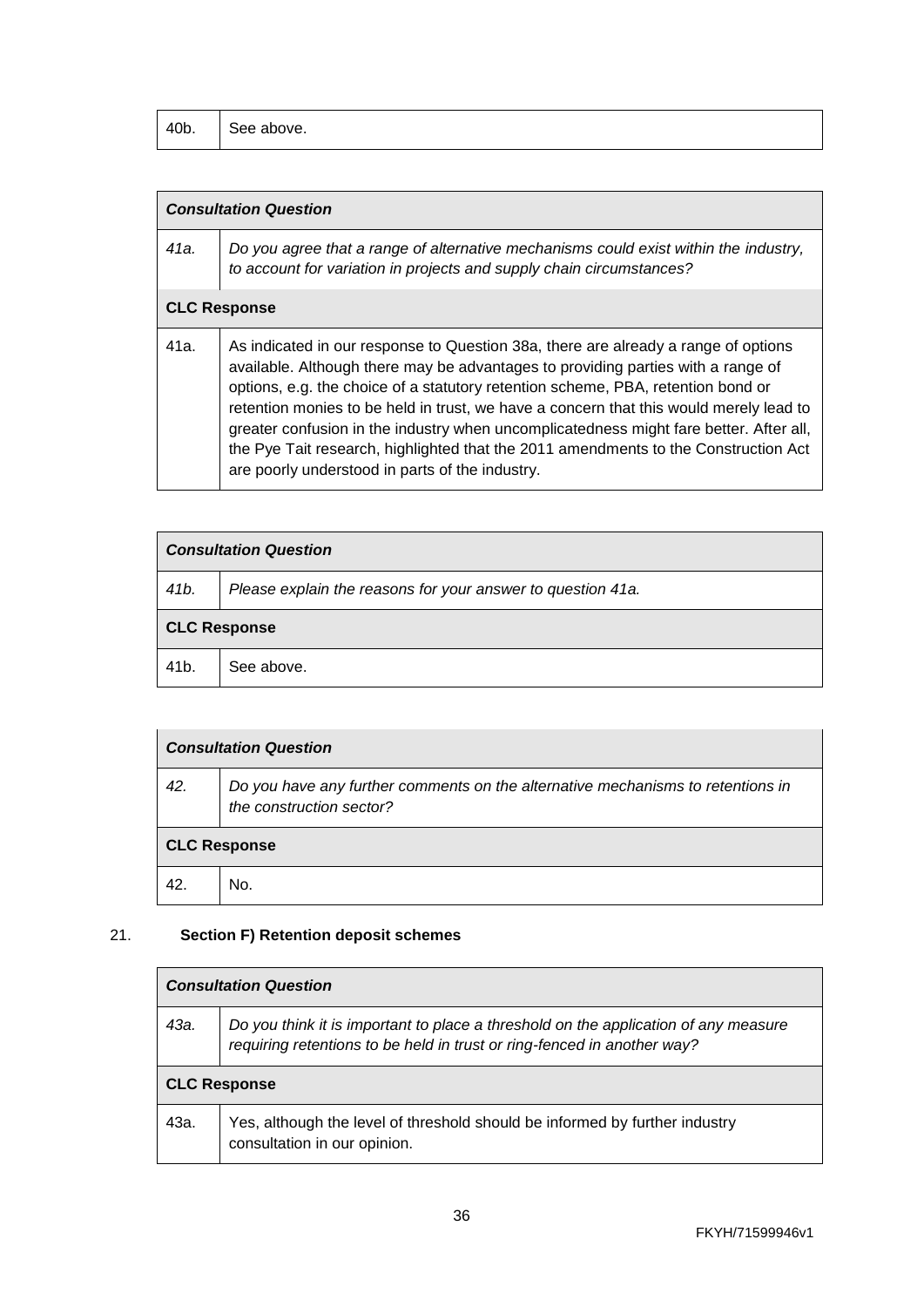| 40b. | See above. |
|---|---|

| ***Consultation Question*** | |
|---|---|
| *41a.* | *Do you agree that a range of alternative mechanisms could exist within the industry, to account for variation in projects and supply chain circumstances?* |
| **CLC Response** | |
| 41a. | As indicated in our response to Question 38a, there are already a range of options available. Although there may be advantages to providing parties with a range of options, e.g. the choice of a statutory retention scheme, PBA, retention bond or retention monies to be held in trust, we have a concern that this would merely lead to greater confusion in the industry when uncomplicatedness might fare better. After all, the Pye Tait research, highlighted that the 2011 amendments to the Construction Act are poorly understood in parts of the industry. |

| ***Consultation Question*** | |
|---|---|
| *41b.* | *Please explain the reasons for your answer to question 41a.* |
| **CLC Response** | |
| 41b. | See above. |

| ***Consultation Question*** | |
|---|---|
| *42.* | *Do you have any further comments on the alternative mechanisms to retentions in the construction sector?* |
| **CLC Response** | |
| 42. | No. |

21. **Section F) Retention deposit schemes**

| ***Consultation Question*** | |
|---|---|
| *43a.* | *Do you think it is important to place a threshold on the application of any measure requiring retentions to be held in trust or ring-fenced in another way?* |
| **CLC Response** | |
| 43a. | Yes, although the level of threshold should be informed by further industry consultation in our opinion. |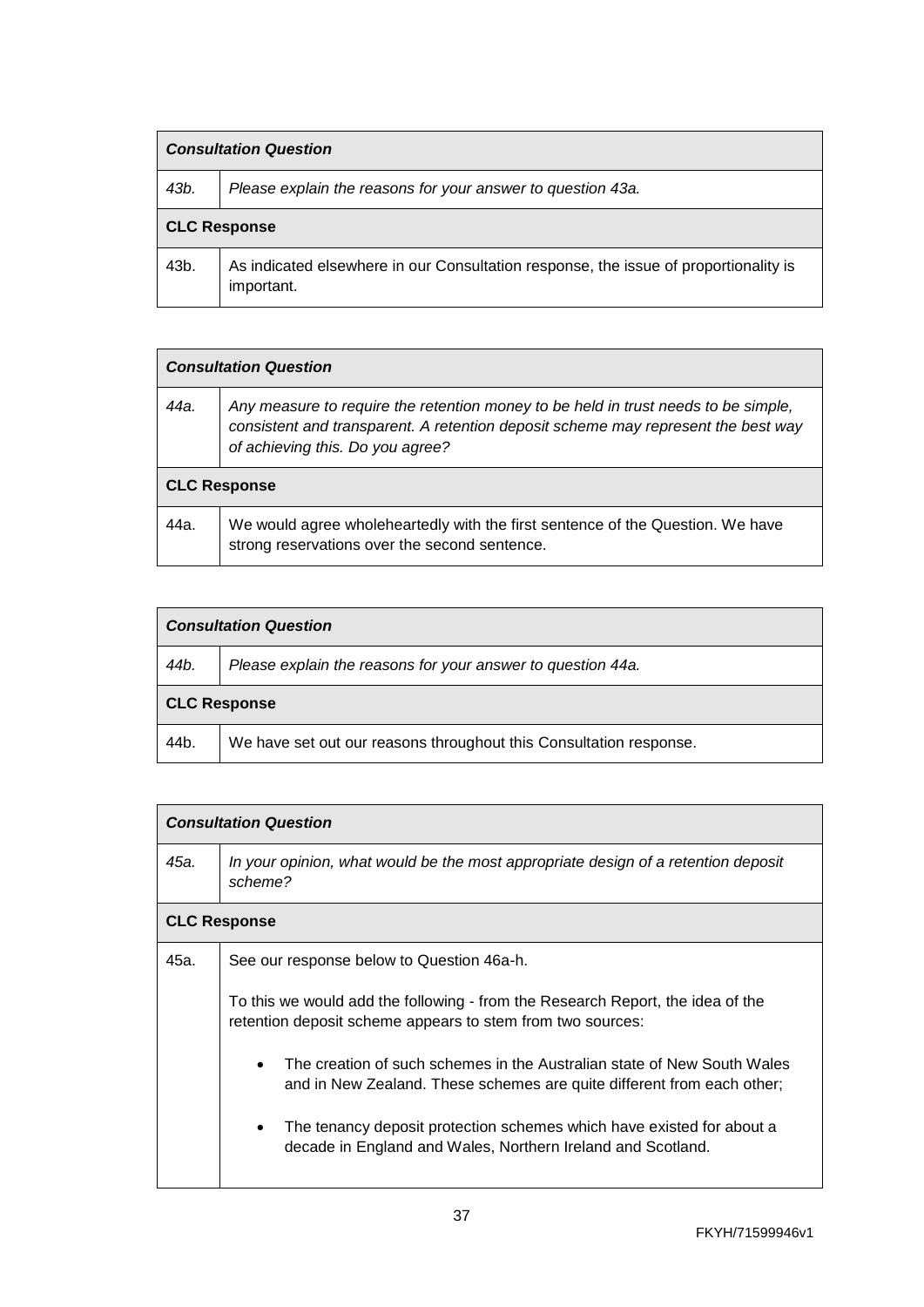| ***Consultation Question*** | |
|---|---|
| *43b.* | *Please explain the reasons for your answer to question 43a.* |
| **CLC Response** | |
| 43b. | As indicated elsewhere in our Consultation response, the issue of proportionality is important. |

| ***Consultation Question*** | |
|---|---|
| *44a.* | *Any measure to require the retention money to be held in trust needs to be simple, consistent and transparent. A retention deposit scheme may represent the best way of achieving this. Do you agree?* |
| **CLC Response** | |
| 44a. | We would agree wholeheartedly with the first sentence of the Question. We have strong reservations over the second sentence. |

| ***Consultation Question*** | |
|---|---|
| *44b.* | *Please explain the reasons for your answer to question 44a.* |
| **CLC Response** | |
| 44b. | We have set out our reasons throughout this Consultation response. |

| ***Consultation Question*** | |
|---|---|
| *45a.* | *In your opinion, what would be the most appropriate design of a retention deposit scheme?* |
| **CLC Response** | |
| 45a. | See our response below to Question 46a-h.<br><br>To this we would add the following - from the Research Report, the idea of the retention deposit scheme appears to stem from two sources:<br><br>• The creation of such schemes in the Australian state of New South Wales and in New Zealand. These schemes are quite different from each other;<br><br>• The tenancy deposit protection schemes which have existed for about a decade in England and Wales, Northern Ireland and Scotland. |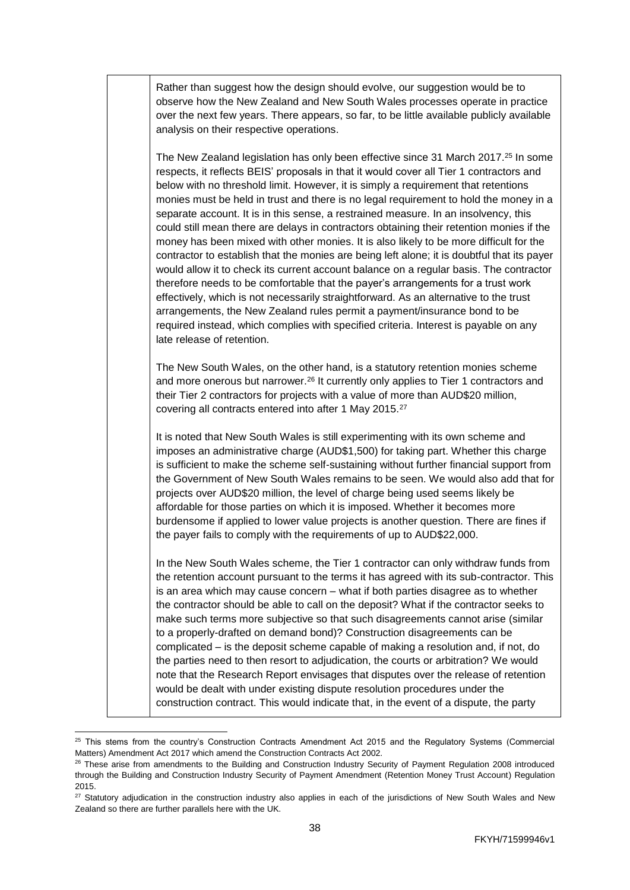Rather than suggest how the design should evolve, our suggestion would be to observe how the New Zealand and New South Wales processes operate in practice over the next few years. There appears, so far, to be little available publicly available analysis on their respective operations.

The New Zealand legislation has only been effective since 31 March 2017.[25] In some respects, it reflects BEIS' proposals in that it would cover all Tier 1 contractors and below with no threshold limit. However, it is simply a requirement that retentions monies must be held in trust and there is no legal requirement to hold the money in a separate account. It is in this sense, a restrained measure. In an insolvency, this could still mean there are delays in contractors obtaining their retention monies if the money has been mixed with other monies. It is also likely to be more difficult for the contractor to establish that the monies are being left alone; it is doubtful that its payer would allow it to check its current account balance on a regular basis. The contractor therefore needs to be comfortable that the payer's arrangements for a trust work effectively, which is not necessarily straightforward. As an alternative to the trust arrangements, the New Zealand rules permit a payment/insurance bond to be required instead, which complies with specified criteria. Interest is payable on any late release of retention.

The New South Wales, on the other hand, is a statutory retention monies scheme and more onerous but narrower.[26] It currently only applies to Tier 1 contractors and their Tier 2 contractors for projects with a value of more than AUD$20 million, covering all contracts entered into after 1 May 2015.[27]

It is noted that New South Wales is still experimenting with its own scheme and imposes an administrative charge (AUD$1,500) for taking part. Whether this charge is sufficient to make the scheme self-sustaining without further financial support from the Government of New South Wales remains to be seen. We would also add that for projects over AUD$20 million, the level of charge being used seems likely be affordable for those parties on which it is imposed. Whether it becomes more burdensome if applied to lower value projects is another question. There are fines if the payer fails to comply with the requirements of up to AUD$22,000.

In the New South Wales scheme, the Tier 1 contractor can only withdraw funds from the retention account pursuant to the terms it has agreed with its sub-contractor. This is an area which may cause concern – what if both parties disagree as to whether the contractor should be able to call on the deposit? What if the contractor seeks to make such terms more subjective so that such disagreements cannot arise (similar to a properly-drafted on demand bond)? Construction disagreements can be complicated – is the deposit scheme capable of making a resolution and, if not, do the parties need to then resort to adjudication, the courts or arbitration? We would note that the Research Report envisages that disputes over the release of retention would be dealt with under existing dispute resolution procedures under the construction contract. This would indicate that, in the event of a dispute, the party

---

[25] This stems from the country's Construction Contracts Amendment Act 2015 and the Regulatory Systems (Commercial Matters) Amendment Act 2017 which amend the Construction Contracts Act 2002.

[26] These arise from amendments to the Building and Construction Industry Security of Payment Regulation 2008 introduced through the Building and Construction Industry Security of Payment Amendment (Retention Money Trust Account) Regulation 2015.

[27] Statutory adjudication in the construction industry also applies in each of the jurisdictions of New South Wales and New Zealand so there are further parallels here with the UK.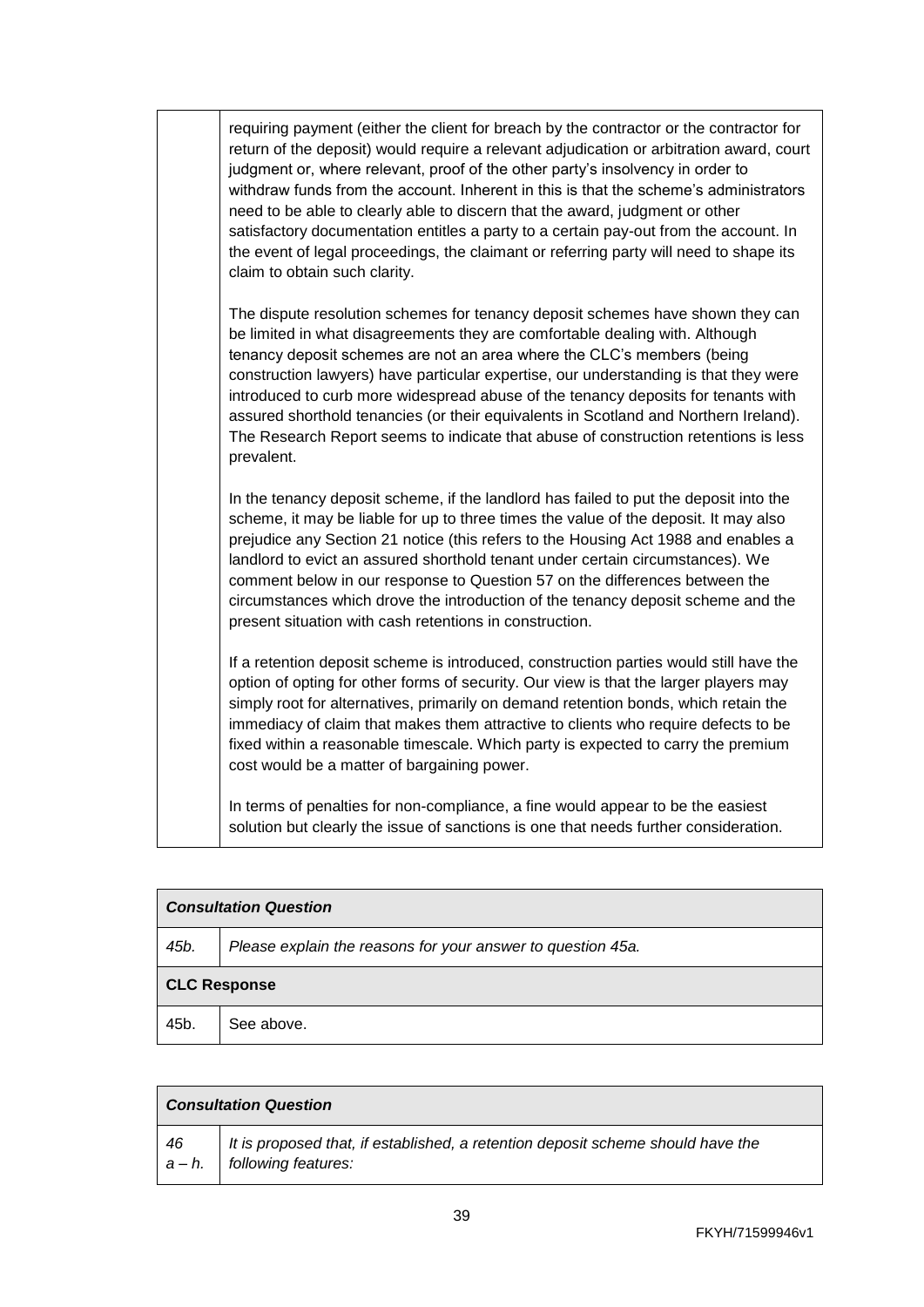| | |
|---|---|
| | requiring payment (either the client for breach by the contractor or the contractor for return of the deposit) would require a relevant adjudication or arbitration award, court judgment or, where relevant, proof of the other party's insolvency in order to withdraw funds from the account. Inherent in this is that the scheme's administrators need to be able to clearly able to discern that the award, judgment or other satisfactory documentation entitles a party to a certain pay-out from the account. In the event of legal proceedings, the claimant or referring party will need to shape its claim to obtain such clarity.<br><br>The dispute resolution schemes for tenancy deposit schemes have shown they can be limited in what disagreements they are comfortable dealing with. Although tenancy deposit schemes are not an area where the CLC's members (being construction lawyers) have particular expertise, our understanding is that they were introduced to curb more widespread abuse of the tenancy deposits for tenants with assured shorthold tenancies (or their equivalents in Scotland and Northern Ireland). The Research Report seems to indicate that abuse of construction retentions is less prevalent.<br><br>In the tenancy deposit scheme, if the landlord has failed to put the deposit into the scheme, it may be liable for up to three times the value of the deposit. It may also prejudice any Section 21 notice (this refers to the Housing Act 1988 and enables a landlord to evict an assured shorthold tenant under certain circumstances). We comment below in our response to Question 57 on the differences between the circumstances which drove the introduction of the tenancy deposit scheme and the present situation with cash retentions in construction.<br><br>If a retention deposit scheme is introduced, construction parties would still have the option of opting for other forms of security. Our view is that the larger players may simply root for alternatives, primarily on demand retention bonds, which retain the immediacy of claim that makes them attractive to clients who require defects to be fixed within a reasonable timescale. Which party is expected to carry the premium cost would be a matter of bargaining power.<br><br>In terms of penalties for non-compliance, a fine would appear to be the easiest solution but clearly the issue of sanctions is one that needs further consideration. |

| ***Consultation Question*** | |
|---|---|
| *45b.* | *Please explain the reasons for your answer to question 45a.* |
| **CLC Response** | |
| 45b. | See above. |

| ***Consultation Question*** | |
|---|---|
| *46 a – h.* | *It is proposed that, if established, a retention deposit scheme should have the following features:* |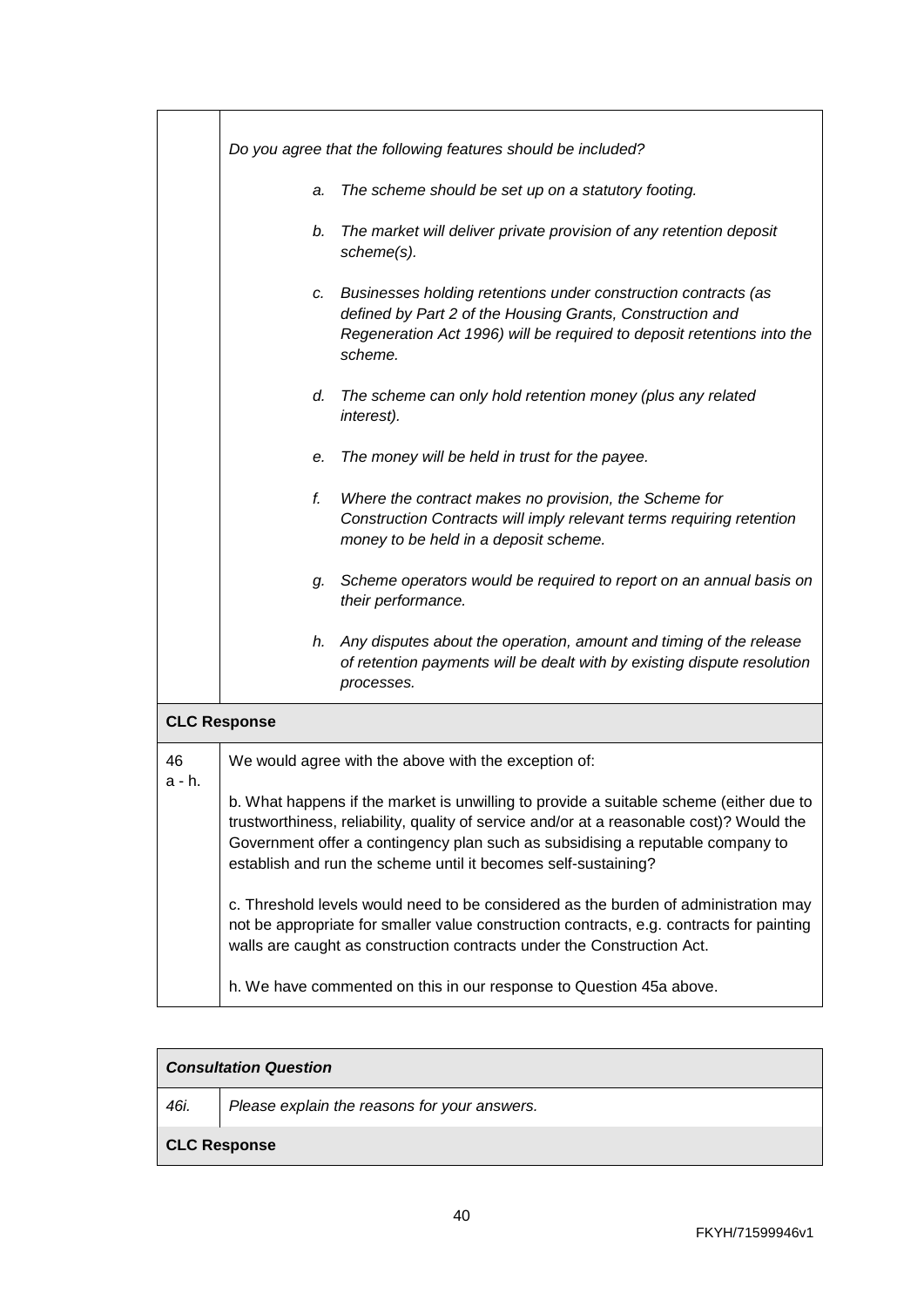| | |
|---|---|
| | *Do you agree that the following features should be included?*<br><br>*a. The scheme should be set up on a statutory footing.*<br><br>*b. The market will deliver private provision of any retention deposit scheme(s).*<br><br>*c. Businesses holding retentions under construction contracts (as defined by Part 2 of the Housing Grants, Construction and Regeneration Act 1996) will be required to deposit retentions into the scheme.*<br><br>*d. The scheme can only hold retention money (plus any related interest).*<br><br>*e. The money will be held in trust for the payee.*<br><br>*f. Where the contract makes no provision, the Scheme for Construction Contracts will imply relevant terms requiring retention money to be held in a deposit scheme.*<br><br>*g. Scheme operators would be required to report on an annual basis on their performance.*<br><br>*h. Any disputes about the operation, amount and timing of the release of retention payments will be dealt with by existing dispute resolution processes.* |
| **CLC Response** | |
| 46 a - h. | We would agree with the above with the exception of:<br><br>b. What happens if the market is unwilling to provide a suitable scheme (either due to trustworthiness, reliability, quality of service and/or at a reasonable cost)? Would the Government offer a contingency plan such as subsidising a reputable company to establish and run the scheme until it becomes self-sustaining?<br><br>c. Threshold levels would need to be considered as the burden of administration may not be appropriate for smaller value construction contracts, e.g. contracts for painting walls are caught as construction contracts under the Construction Act.<br><br>h. We have commented on this in our response to Question 45a above. |

| **Consultation Question** | |
|---|---|
| *46i.* | *Please explain the reasons for your answers.* |
| **CLC Response** | |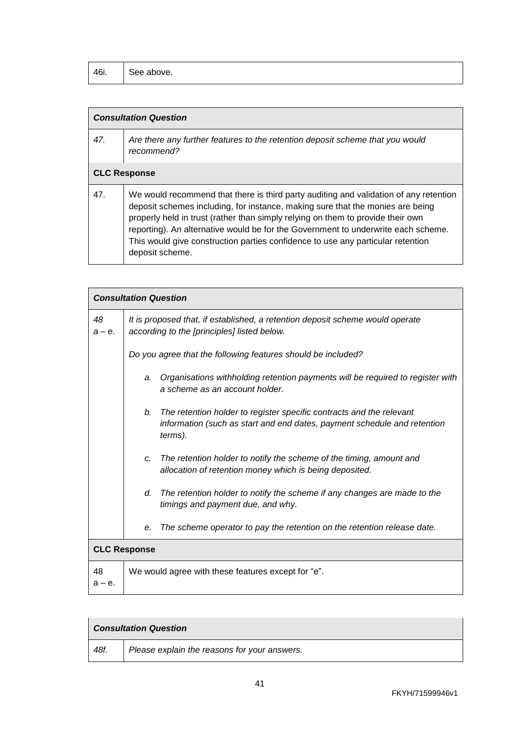| 46i. | See above. |
|---|---|

| *Consultation Question* | |
|---|---|
| *47.* | *Are there any further features to the retention deposit scheme that you would recommend?* |
| **CLC Response** | |
| 47. | We would recommend that there is third party auditing and validation of any retention deposit schemes including, for instance, making sure that the monies are being properly held in trust (rather than simply relying on them to provide their own reporting). An alternative would be for the Government to underwrite each scheme. This would give construction parties confidence to use any particular retention deposit scheme. |

| *Consultation Question* | |
|---|---|
| *48 a – e.* | *It is proposed that, if established, a retention deposit scheme would operate according to the [principles] listed below.*<br><br>*Do you agree that the following features should be included?*<br><br>*a. Organisations withholding retention payments will be required to register with a scheme as an account holder.*<br><br>*b. The retention holder to register specific contracts and the relevant information (such as start and end dates, payment schedule and retention terms).*<br><br>*c. The retention holder to notify the scheme of the timing, amount and allocation of retention money which is being deposited.*<br><br>*d. The retention holder to notify the scheme if any changes are made to the timings and payment due, and why.*<br><br>*e. The scheme operator to pay the retention on the retention release date.* |
| **CLC Response** | |
| 48 a – e. | We would agree with these features except for "e". |

| *Consultation Question* | |
|---|---|
| *48f.* | *Please explain the reasons for your answers.* |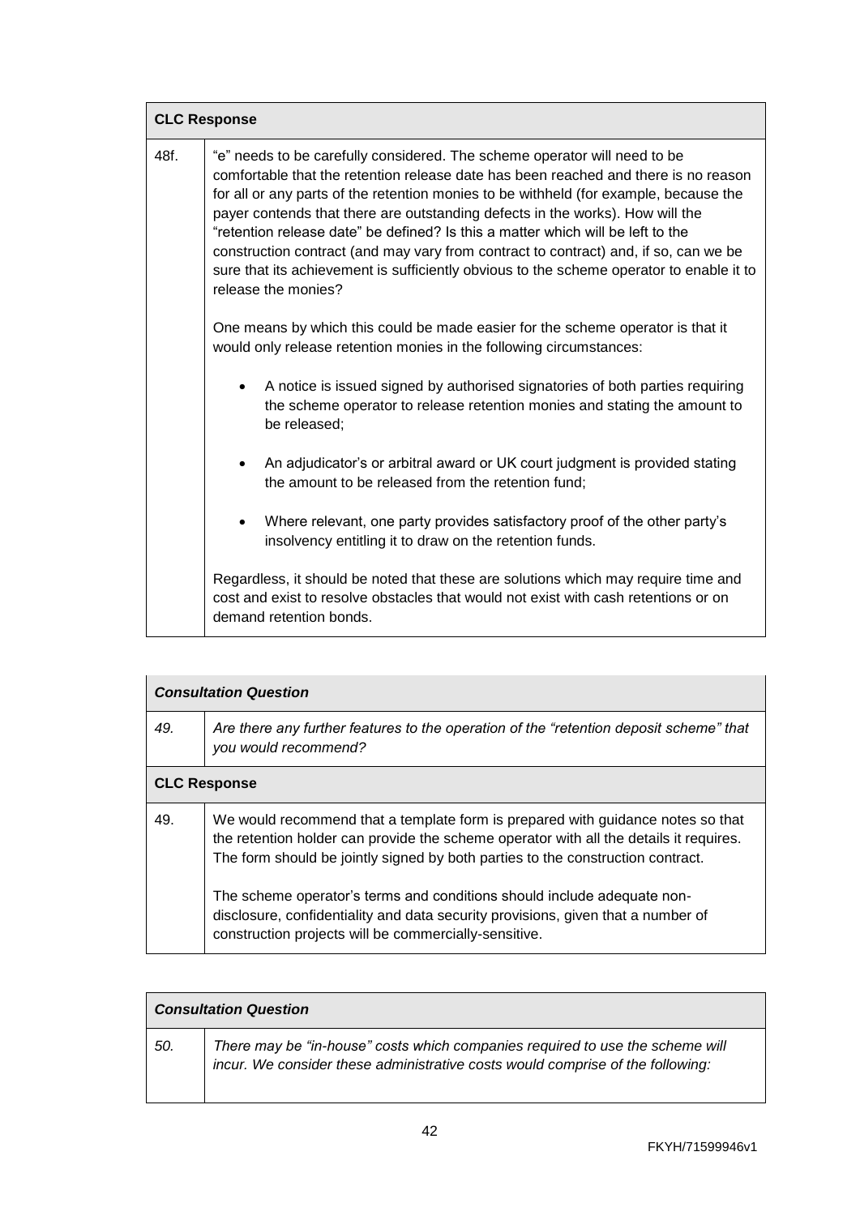| **CLC Response** | |
|---|---|
| 48f. | "e" needs to be carefully considered. The scheme operator will need to be comfortable that the retention release date has been reached and there is no reason for all or any parts of the retention monies to be withheld (for example, because the payer contends that there are outstanding defects in the works). How will the "retention release date" be defined? Is this a matter which will be left to the construction contract (and may vary from contract to contract) and, if so, can we be sure that its achievement is sufficiently obvious to the scheme operator to enable it to release the monies?<br><br>One means by which this could be made easier for the scheme operator is that it would only release retention monies in the following circumstances:<br><br>• A notice is issued signed by authorised signatories of both parties requiring the scheme operator to release retention monies and stating the amount to be released;<br><br>• An adjudicator's or arbitral award or UK court judgment is provided stating the amount to be released from the retention fund;<br><br>• Where relevant, one party provides satisfactory proof of the other party's insolvency entitling it to draw on the retention funds.<br><br>Regardless, it should be noted that these are solutions which may require time and cost and exist to resolve obstacles that would not exist with cash retentions or on demand retention bonds. |

| ***Consultation Question*** | |
|---|---|
| *49.* | *Are there any further features to the operation of the "retention deposit scheme" that you would recommend?* |
| **CLC Response** | |
| 49. | We would recommend that a template form is prepared with guidance notes so that the retention holder can provide the scheme operator with all the details it requires. The form should be jointly signed by both parties to the construction contract.<br><br>The scheme operator's terms and conditions should include adequate non-disclosure, confidentiality and data security provisions, given that a number of construction projects will be commercially-sensitive. |

| ***Consultation Question*** | |
|---|---|
| *50.* | *There may be "in-house" costs which companies required to use the scheme will incur. We consider these administrative costs would comprise of the following:* |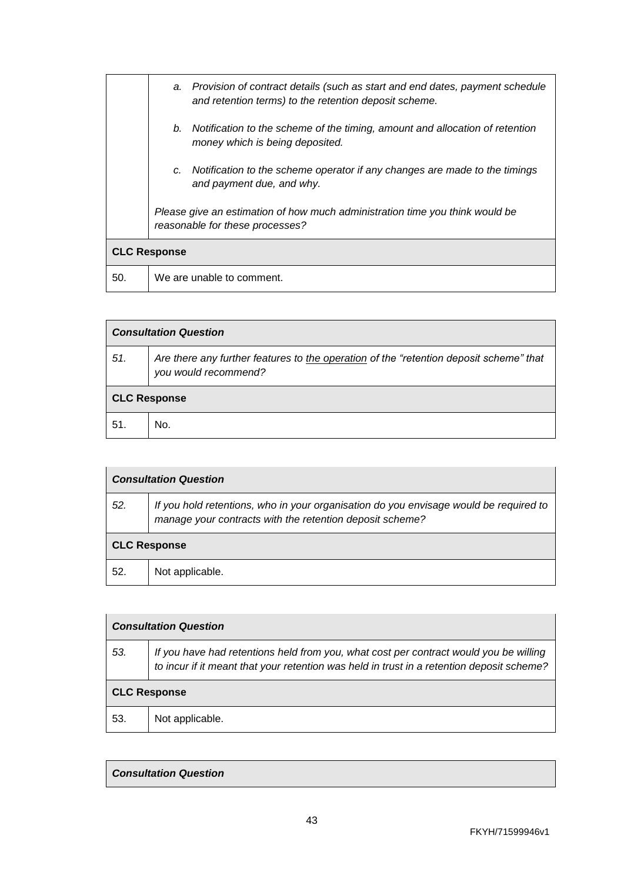| | |
|---|---|
| | a. *Provision of contract details (such as start and end dates, payment schedule and retention terms) to the retention deposit scheme.*<br><br>b. *Notification to the scheme of the timing, amount and allocation of retention money which is being deposited.*<br><br>c. *Notification to the scheme operator if any changes are made to the timings and payment due, and why.*<br><br>*Please give an estimation of how much administration time you think would be reasonable for these processes?* |
| **CLC Response** | |
| 50. | We are unable to comment. |

| ***Consultation Question*** | |
|---|---|
| *51.* | *Are there any further features to the operation of the "retention deposit scheme" that you would recommend?* |
| **CLC Response** | |
| 51. | No. |

| ***Consultation Question*** | |
|---|---|
| *52.* | *If you hold retentions, who in your organisation do you envisage would be required to manage your contracts with the retention deposit scheme?* |
| **CLC Response** | |
| 52. | Not applicable. |

| ***Consultation Question*** | |
|---|---|
| *53.* | *If you have had retentions held from you, what cost per contract would you be willing to incur if it meant that your retention was held in trust in a retention deposit scheme?* |
| **CLC Response** | |
| 53. | Not applicable. |

| ***Consultation Question*** |
|---|

FKYH/71599946v1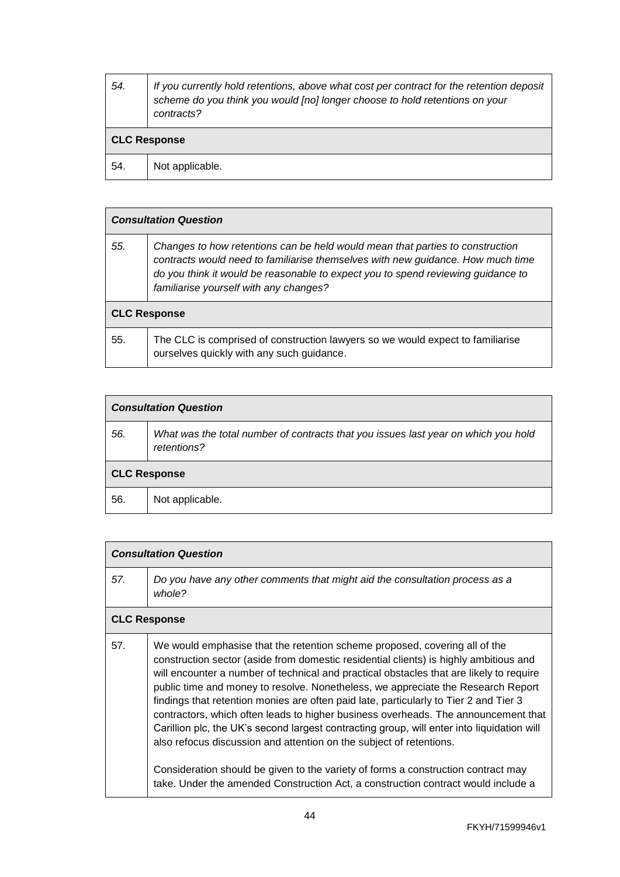| 54. | *If you currently hold retentions, above what cost per contract for the retention deposit scheme do you think you would [no] longer choose to hold retentions on your contracts?* |
|---|---|
| **CLC Response** | |
| 54. | Not applicable. |

| ***Consultation Question*** | |
|---|---|
| *55.* | *Changes to how retentions can be held would mean that parties to construction contracts would need to familiarise themselves with new guidance. How much time do you think it would be reasonable to expect you to spend reviewing guidance to familiarise yourself with any changes?* |
| **CLC Response** | |
| 55. | The CLC is comprised of construction lawyers so we would expect to familiarise ourselves quickly with any such guidance. |

| ***Consultation Question*** | |
|---|---|
| *56.* | *What was the total number of contracts that you issues last year on which you hold retentions?* |
| **CLC Response** | |
| 56. | Not applicable. |

| ***Consultation Question*** | |
|---|---|
| *57.* | *Do you have any other comments that might aid the consultation process as a whole?* |
| **CLC Response** | |
| 57. | We would emphasise that the retention scheme proposed, covering all of the construction sector (aside from domestic residential clients) is highly ambitious and will encounter a number of technical and practical obstacles that are likely to require public time and money to resolve. Nonetheless, we appreciate the Research Report findings that retention monies are often paid late, particularly to Tier 2 and Tier 3 contractors, which often leads to higher business overheads. The announcement that Carillion plc, the UK's second largest contracting group, will enter into liquidation will also refocus discussion and attention on the subject of retentions.<br><br>Consideration should be given to the variety of forms a construction contract may take. Under the amended Construction Act, a construction contract would include a |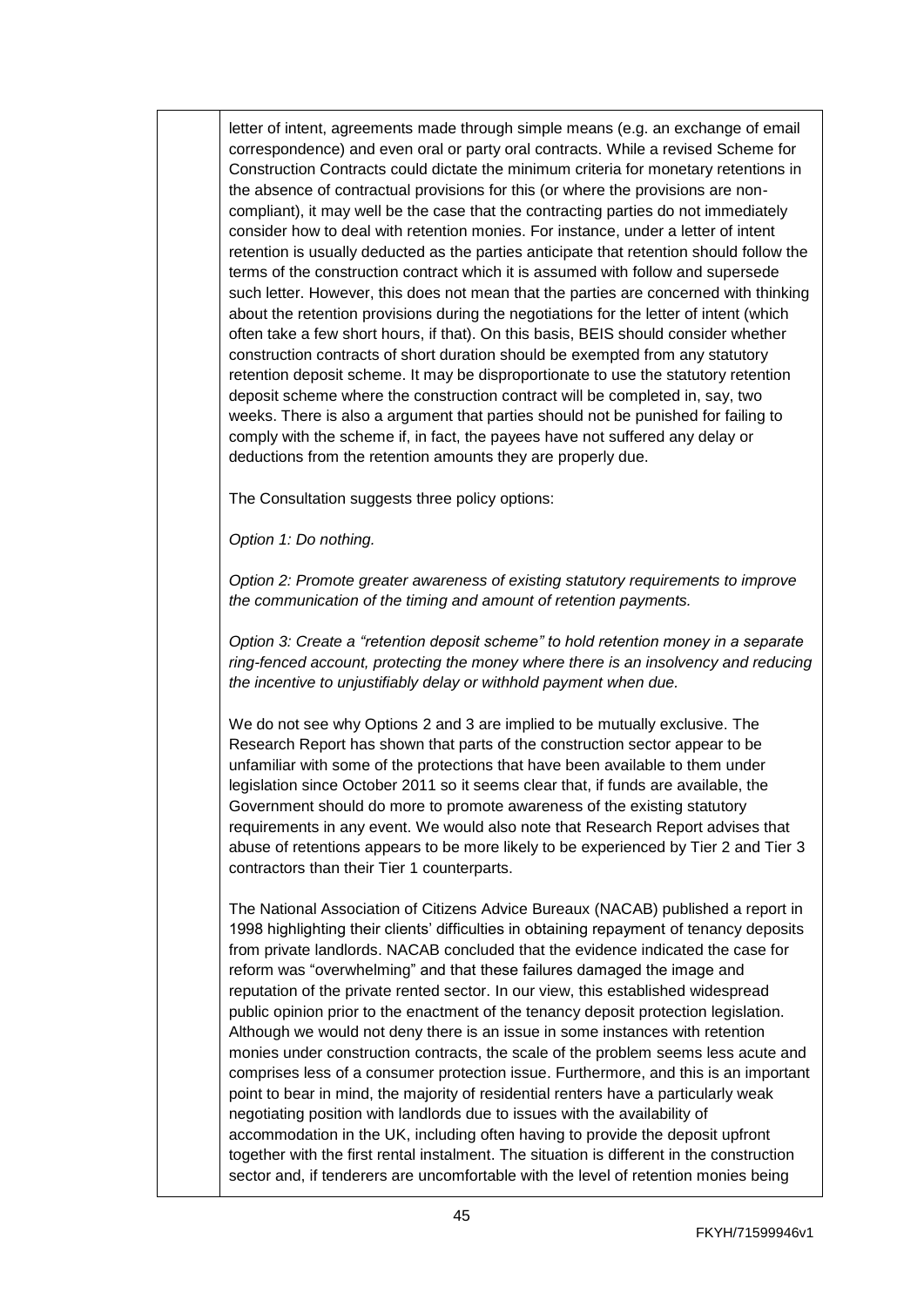letter of intent, agreements made through simple means (e.g. an exchange of email correspondence) and even oral or party oral contracts. While a revised Scheme for Construction Contracts could dictate the minimum criteria for monetary retentions in the absence of contractual provisions for this (or where the provisions are non-compliant), it may well be the case that the contracting parties do not immediately consider how to deal with retention monies. For instance, under a letter of intent retention is usually deducted as the parties anticipate that retention should follow the terms of the construction contract which it is assumed with follow and supersede such letter. However, this does not mean that the parties are concerned with thinking about the retention provisions during the negotiations for the letter of intent (which often take a few short hours, if that). On this basis, BEIS should consider whether construction contracts of short duration should be exempted from any statutory retention deposit scheme. It may be disproportionate to use the statutory retention deposit scheme where the construction contract will be completed in, say, two weeks. There is also a argument that parties should not be punished for failing to comply with the scheme if, in fact, the payees have not suffered any delay or deductions from the retention amounts they are properly due.

The Consultation suggests three policy options:

*Option 1: Do nothing.*

*Option 2: Promote greater awareness of existing statutory requirements to improve the communication of the timing and amount of retention payments.*

*Option 3: Create a "retention deposit scheme" to hold retention money in a separate ring-fenced account, protecting the money where there is an insolvency and reducing the incentive to unjustifiably delay or withhold payment when due.*

We do not see why Options 2 and 3 are implied to be mutually exclusive. The Research Report has shown that parts of the construction sector appear to be unfamiliar with some of the protections that have been available to them under legislation since October 2011 so it seems clear that, if funds are available, the Government should do more to promote awareness of the existing statutory requirements in any event. We would also note that Research Report advises that abuse of retentions appears to be more likely to be experienced by Tier 2 and Tier 3 contractors than their Tier 1 counterparts.

The National Association of Citizens Advice Bureaux (NACAB) published a report in 1998 highlighting their clients' difficulties in obtaining repayment of tenancy deposits from private landlords. NACAB concluded that the evidence indicated the case for reform was "overwhelming" and that these failures damaged the image and reputation of the private rented sector. In our view, this established widespread public opinion prior to the enactment of the tenancy deposit protection legislation. Although we would not deny there is an issue in some instances with retention monies under construction contracts, the scale of the problem seems less acute and comprises less of a consumer protection issue. Furthermore, and this is an important point to bear in mind, the majority of residential renters have a particularly weak negotiating position with landlords due to issues with the availability of accommodation in the UK, including often having to provide the deposit upfront together with the first rental instalment. The situation is different in the construction sector and, if tenderers are uncomfortable with the level of retention monies being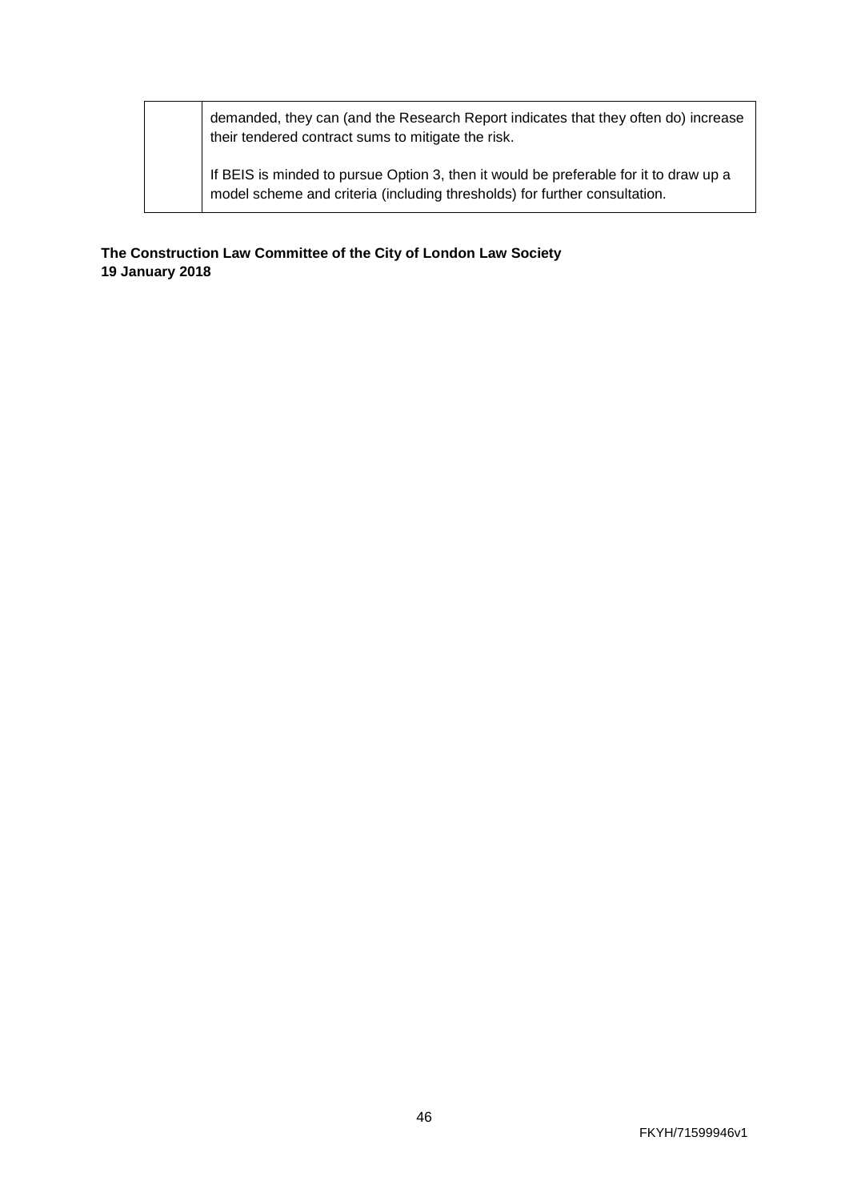| | |
|---|---|
| | demanded, they can (and the Research Report indicates that they often do) increase their tendered contract sums to mitigate the risk.<br><br>If BEIS is minded to pursue Option 3, then it would be preferable for it to draw up a model scheme and criteria (including thresholds) for further consultation. |

**The Construction Law Committee of the City of London Law Society**
**19 January 2018**

FKYH/71599946v1